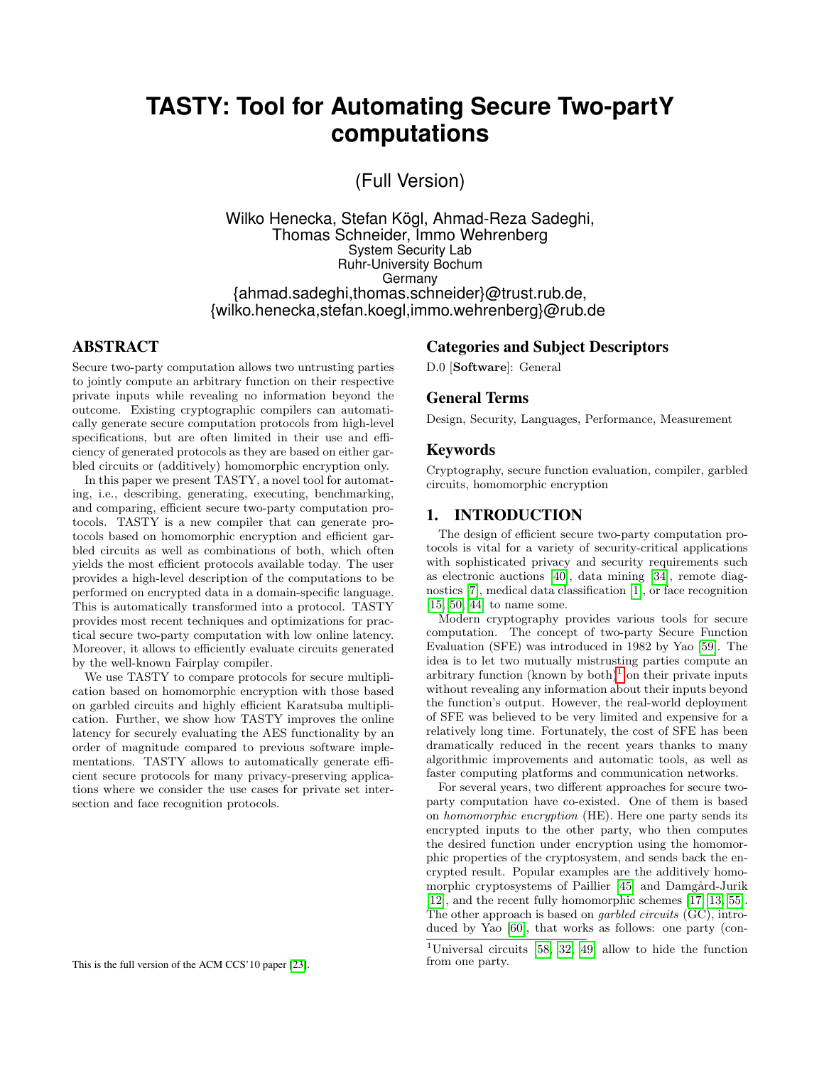# TASTY: Tool for Automating Secure Two-partY computations

(Full Version)

Wilko Henecka, Stefan Kögl, Ahmad-Reza Sadeghi, Thomas Schneider, Immo Wehrenberg
System Security Lab
Ruhr-University Bochum
Germany
{ahmad.sadeghi,thomas.schneider}@trust.rub.de, {wilko.henecka,stefan.koegl,immo.wehrenberg}@rub.de

## ABSTRACT

Secure two-party computation allows two untrusting parties to jointly compute an arbitrary function on their respective private inputs while revealing no information beyond the outcome. Existing cryptographic compilers can automatically generate secure computation protocols from high-level specifications, but are often limited in their use and efficiency of generated protocols as they are based on either garbled circuits or (additively) homomorphic encryption only.

In this paper we present TASTY, a novel tool for automating, i.e., describing, generating, executing, benchmarking, and comparing, efficient secure two-party computation protocols. TASTY is a new compiler that can generate protocols based on homomorphic encryption and efficient garbled circuits as well as combinations of both, which often yields the most efficient protocols available today. The user provides a high-level description of the computations to be performed on encrypted data in a domain-specific language. This is automatically transformed into a protocol. TASTY provides most recent techniques and optimizations for practical secure two-party computation with low online latency. Moreover, it allows to efficiently evaluate circuits generated by the well-known Fairplay compiler.

We use TASTY to compare protocols for secure multiplication based on homomorphic encryption with those based on garbled circuits and highly efficient Karatsuba multiplication. Further, we show how TASTY improves the online latency for securely evaluating the AES functionality by an order of magnitude compared to previous software implementations. TASTY allows to automatically generate efficient secure protocols for many privacy-preserving applications where we consider the use cases for private set intersection and face recognition protocols.

This is the full version of the ACM CCS'10 paper [23].

## Categories and Subject Descriptors

D.0 [**Software**]: General

## General Terms

Design, Security, Languages, Performance, Measurement

## Keywords

Cryptography, secure function evaluation, compiler, garbled circuits, homomorphic encryption

## 1. INTRODUCTION

The design of efficient secure two-party computation protocols is vital for a variety of security-critical applications with sophisticated privacy and security requirements such as electronic auctions [40], data mining [34], remote diagnostics [7], medical data classification [1], or face recognition [15, 50, 44] to name some.

Modern cryptography provides various tools for secure computation. The concept of two-party Secure Function Evaluation (SFE) was introduced in 1982 by Yao [59]. The idea is to let two mutually mistrusting parties compute an arbitrary function (known by both)[1] on their private inputs without revealing any information about their inputs beyond the function's output. However, the real-world deployment of SFE was believed to be very limited and expensive for a relatively long time. Fortunately, the cost of SFE has been dramatically reduced in the recent years thanks to many algorithmic improvements and automatic tools, as well as faster computing platforms and communication networks.

For several years, two different approaches for secure two-party computation have co-existed. One of them is based on *homomorphic encryption* (HE). Here one party sends its encrypted inputs to the other party, who then computes the desired function under encryption using the homomorphic properties of the cryptosystem, and sends back the encrypted result. Popular examples are the additively homomorphic cryptosystems of Paillier [45] and Damgård-Jurik [12], and the recent fully homomorphic schemes [17, 13, 55]. The other approach is based on *garbled circuits* (GC), introduced by Yao [60], that works as follows: one party (con-

[1] Universal circuits [58, 32, 49] allow to hide the function from one party.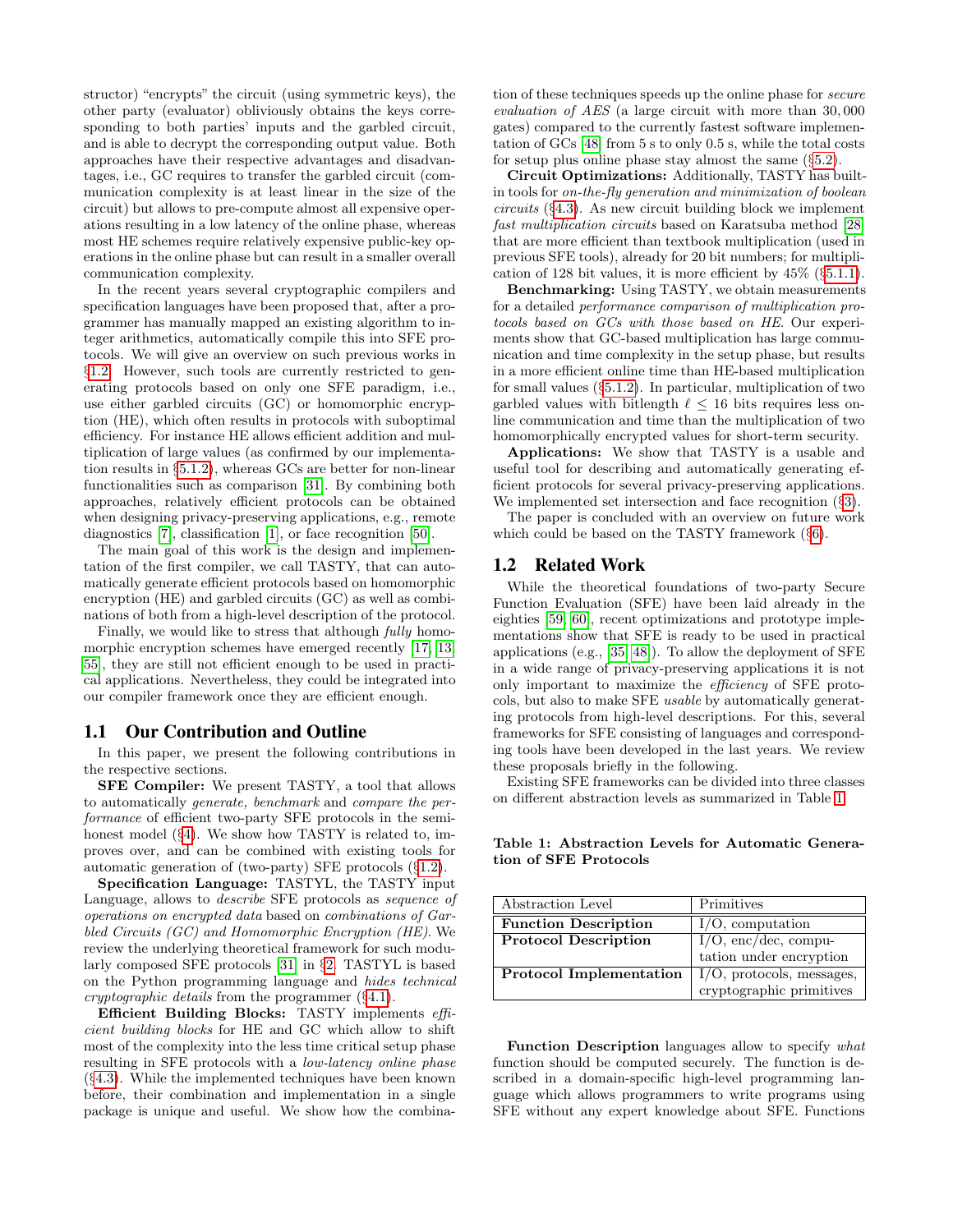structor) "encrypts" the circuit (using symmetric keys), the other party (evaluator) obliviously obtains the keys corresponding to both parties' inputs and the garbled circuit, and is able to decrypt the corresponding output value. Both approaches have their respective advantages and disadvantages, i.e., GC requires to transfer the garbled circuit (communication complexity is at least linear in the size of the circuit) but allows to pre-compute almost all expensive operations resulting in a low latency of the online phase, whereas most HE schemes require relatively expensive public-key operations in the online phase but can result in a smaller overall communication complexity.

In the recent years several cryptographic compilers and specification languages have been proposed that, after a programmer has manually mapped an existing algorithm to integer arithmetics, automatically compile this into SFE protocols. We will give an overview on such previous works in §1.2. However, such tools are currently restricted to generating protocols based on only one SFE paradigm, i.e., use either garbled circuits (GC) or homomorphic encryption (HE), which often results in protocols with suboptimal efficiency. For instance HE allows efficient addition and multiplication of large values (as confirmed by our implementation results in §5.1.2), whereas GCs are better for non-linear functionalities such as comparison [31]. By combining both approaches, relatively efficient protocols can be obtained when designing privacy-preserving applications, e.g., remote diagnostics [7], classification [1], or face recognition [50].

The main goal of this work is the design and implementation of the first compiler, we call TASTY, that can automatically generate efficient protocols based on homomorphic encryption (HE) and garbled circuits (GC) as well as combinations of both from a high-level description of the protocol.

Finally, we would like to stress that although *fully* homomorphic encryption schemes have emerged recently [17, 13, 55], they are still not efficient enough to be used in practical applications. Nevertheless, they could be integrated into our compiler framework once they are efficient enough.

## 1.1 Our Contribution and Outline

In this paper, we present the following contributions in the respective sections.

**SFE Compiler:** We present TASTY, a tool that allows to automatically *generate, benchmark* and *compare the performance* of efficient two-party SFE protocols in the semi-honest model (§4). We show how TASTY is related to, improves over, and can be combined with existing tools for automatic generation of (two-party) SFE protocols (§1.2).

**Specification Language:** TASTYL, the TASTY input Language, allows to *describe* SFE protocols as *sequence of operations on encrypted data* based on *combinations of Garbled Circuits (GC) and Homomorphic Encryption (HE)*. We review the underlying theoretical framework for such modularly composed SFE protocols [31] in §2. TASTYL is based on the Python programming language and *hides technical cryptographic details* from the programmer (§4.1).

**Efficient Building Blocks:** TASTY implements *efficient building blocks* for HE and GC which allow to shift most of the complexity into the less time critical setup phase resulting in SFE protocols with a *low-latency online phase* (§4.3). While the implemented techniques have been known before, their combination and implementation in a single package is unique and useful. We show how the combination of these techniques speeds up the online phase for *secure evaluation of AES* (a large circuit with more than 30,000 gates) compared to the currently fastest software implementation of GCs [48] from 5 s to only 0.5 s, while the total costs for setup plus online phase stay almost the same (§5.2).

**Circuit Optimizations:** Additionally, TASTY has built-in tools for *on-the-fly generation and minimization of boolean circuits* (§4.3). As new circuit building block we implement *fast multiplication circuits* based on Karatsuba method [28] that are more efficient than textbook multiplication (used in previous SFE tools), already for 20 bit numbers; for multiplication of 128 bit values, it is more efficient by 45% (§5.1.1).

**Benchmarking:** Using TASTY, we obtain measurements for a detailed *performance comparison of multiplication protocols based on GCs with those based on HE*. Our experiments show that GC-based multiplication has large communication and time complexity in the setup phase, but results in a more efficient online time than HE-based multiplication for small values (§5.1.2). In particular, multiplication of two garbled values with bitlength $\ell \leq 16$ bits requires less online communication and time than the multiplication of two homomorphically encrypted values for short-term security.

**Applications:** We show that TASTY is a usable and useful tool for describing and automatically generating efficient protocols for several privacy-preserving applications. We implemented set intersection and face recognition (§3).

The paper is concluded with an overview on future work which could be based on the TASTY framework (§6).

## 1.2 Related Work

While the theoretical foundations of two-party Secure Function Evaluation (SFE) have been laid already in the eighties [59, 60], recent optimizations and prototype implementations show that SFE is ready to be used in practical applications (e.g., [35, 48]). To allow the deployment of SFE in a wide range of privacy-preserving applications it is not only important to maximize the *efficiency* of SFE protocols, but also to make SFE *usable* by automatically generating protocols from high-level descriptions. For this, several frameworks for SFE consisting of languages and corresponding tools have been developed in the last years. We review these proposals briefly in the following.

Existing SFE frameworks can be divided into three classes on different abstraction levels as summarized in Table 1.

**Table 1: Abstraction Levels for Automatic Generation of SFE Protocols**

| Abstraction Level | Primitives |
|---|---|
| **Function Description** | I/O, computation |
| **Protocol Description** | I/O, enc/dec, computation under encryption |
| **Protocol Implementation** | I/O, protocols, messages, cryptographic primitives |

**Function Description** languages allow to specify *what* function should be computed securely. The function is described in a domain-specific high-level programming language which allows programmers to write programs using SFE without any expert knowledge about SFE. Functions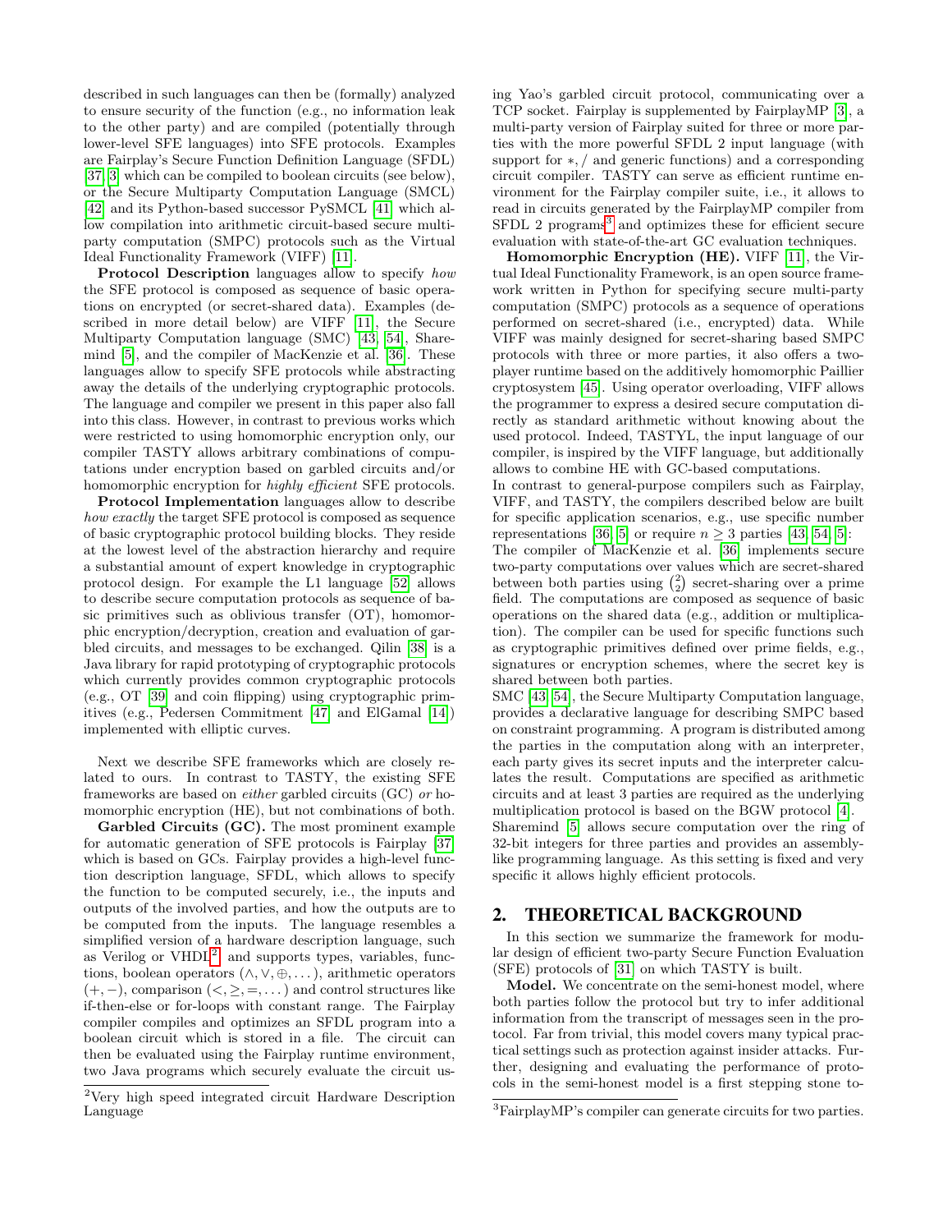described in such languages can then be (formally) analyzed to ensure security of the function (e.g., no information leak to the other party) and are compiled (potentially through lower-level SFE languages) into SFE protocols. Examples are Fairplay's Secure Function Definition Language (SFDL) [37, 3] which can be compiled to boolean circuits (see below), or the Secure Multiparty Computation Language (SMCL) [42] and its Python-based successor PySMCL [41] which allow compilation into arithmetic circuit-based secure multiparty computation (SMPC) protocols such as the Virtual Ideal Functionality Framework (VIFF) [11].

**Protocol Description** languages allow to specify *how* the SFE protocol is composed as sequence of basic operations on encrypted (or secret-shared data). Examples (described in more detail below) are VIFF [11], the Secure Multiparty Computation language (SMC) [43, 54], Sharemind [5], and the compiler of MacKenzie et al. [36]. These languages allow to specify SFE protocols while abstracting away the details of the underlying cryptographic protocols. The language and compiler we present in this paper also fall into this class. However, in contrast to previous works which were restricted to using homomorphic encryption only, our compiler TASTY allows arbitrary combinations of computations under encryption based on garbled circuits and/or homomorphic encryption for *highly efficient* SFE protocols.

**Protocol Implementation** languages allow to describe *how exactly* the target SFE protocol is composed as sequence of basic cryptographic protocol building blocks. They reside at the lowest level of the abstraction hierarchy and require a substantial amount of expert knowledge in cryptographic protocol design. For example the L1 language [52] allows to describe secure computation protocols as sequence of basic primitives such as oblivious transfer (OT), homomorphic encryption/decryption, creation and evaluation of garbled circuits, and messages to be exchanged. Qilin [38] is a Java library for rapid prototyping of cryptographic protocols which currently provides common cryptographic protocols (e.g., OT [39] and coin flipping) using cryptographic primitives (e.g., Pedersen Commitment [47] and ElGamal [14]) implemented with elliptic curves.

Next we describe SFE frameworks which are closely related to ours. In contrast to TASTY, the existing SFE frameworks are based on *either* garbled circuits (GC) *or* homomorphic encryption (HE), but not combinations of both.

**Garbled Circuits (GC).** The most prominent example for automatic generation of SFE protocols is Fairplay [37] which is based on GCs. Fairplay provides a high-level function description language, SFDL, which allows to specify the function to be computed securely, i.e., the inputs and outputs of the involved parties, and how the outputs are to be computed from the inputs. The language resembles a simplified version of a hardware description language, such as Verilog or VHDL[2], and supports types, variables, functions, boolean operators $(\wedge, \vee, \oplus, \dots)$, arithmetic operators $(+, -)$, comparison $(<, \geq, =, \dots)$ and control structures like if-then-else or for-loops with constant range. The Fairplay compiler compiles and optimizes an SFDL program into a boolean circuit which is stored in a file. The circuit can then be evaluated using the Fairplay runtime environment, two Java programs which securely evaluate the circuit using Yao's garbled circuit protocol, communicating over a TCP socket. Fairplay is supplemented by FairplayMP [3], a multi-party version of Fairplay suited for three or more parties with the more powerful SFDL 2 input language (with support for $*, /$ and generic functions) and a corresponding circuit compiler. TASTY can serve as efficient runtime environment for the Fairplay compiler suite, i.e., it allows to read in circuits generated by the FairplayMP compiler from SFDL 2 programs[3] and optimizes these for efficient secure evaluation with state-of-the-art GC evaluation techniques.

[2] Very high speed integrated circuit Hardware Description Language

[3] FairplayMP's compiler can generate circuits for two parties.

**Homomorphic Encryption (HE).** VIFF [11], the Virtual Ideal Functionality Framework, is an open source framework written in Python for specifying secure multi-party computation (SMPC) protocols as a sequence of operations performed on secret-shared (i.e., encrypted) data. While VIFF was mainly designed for secret-sharing based SMPC protocols with three or more parties, it also offers a two-player runtime based on the additively homomorphic Paillier cryptosystem [45]. Using operator overloading, VIFF allows the programmer to express a desired secure computation directly as standard arithmetic without knowing about the used protocol. Indeed, TASTYL, the input language of our compiler, is inspired by the VIFF language, but additionally allows to combine HE with GC-based computations.

In contrast to general-purpose compilers such as Fairplay, VIFF, and TASTY, the compilers described below are built for specific application scenarios, e.g., use specific number representations [36, 5] or require $n \geq 3$ parties [43, 54, 5]:

The compiler of MacKenzie et al. [36] implements secure two-party computations over values which are secret-shared between both parties using $\binom{2}{2}$ secret-sharing over a prime field. The computations are composed as sequence of basic operations on the shared data (e.g., addition or multiplication). The compiler can be used for specific functions such as cryptographic primitives defined over prime fields, e.g., signatures or encryption schemes, where the secret key is shared between both parties.

SMC [43, 54], the Secure Multiparty Computation language, provides a declarative language for describing SMPC based on constraint programming. A program is distributed among the parties in the computation along with an interpreter, each party gives its secret inputs and the interpreter calculates the result. Computations are specified as arithmetic circuits and at least 3 parties are required as the underlying multiplication protocol is based on the BGW protocol [4].

Sharemind [5] allows secure computation over the ring of 32-bit integers for three parties and provides an assembly-like programming language. As this setting is fixed and very specific it allows highly efficient protocols.

## 2. THEORETICAL BACKGROUND

In this section we summarize the framework for modular design of efficient two-party Secure Function Evaluation (SFE) protocols of [31] on which TASTY is built.

**Model.** We concentrate on the semi-honest model, where both parties follow the protocol but try to infer additional information from the transcript of messages seen in the protocol. Far from trivial, this model covers many typical practical settings such as protection against insider attacks. Further, designing and evaluating the performance of protocols in the semi-honest model is a first stepping stone to-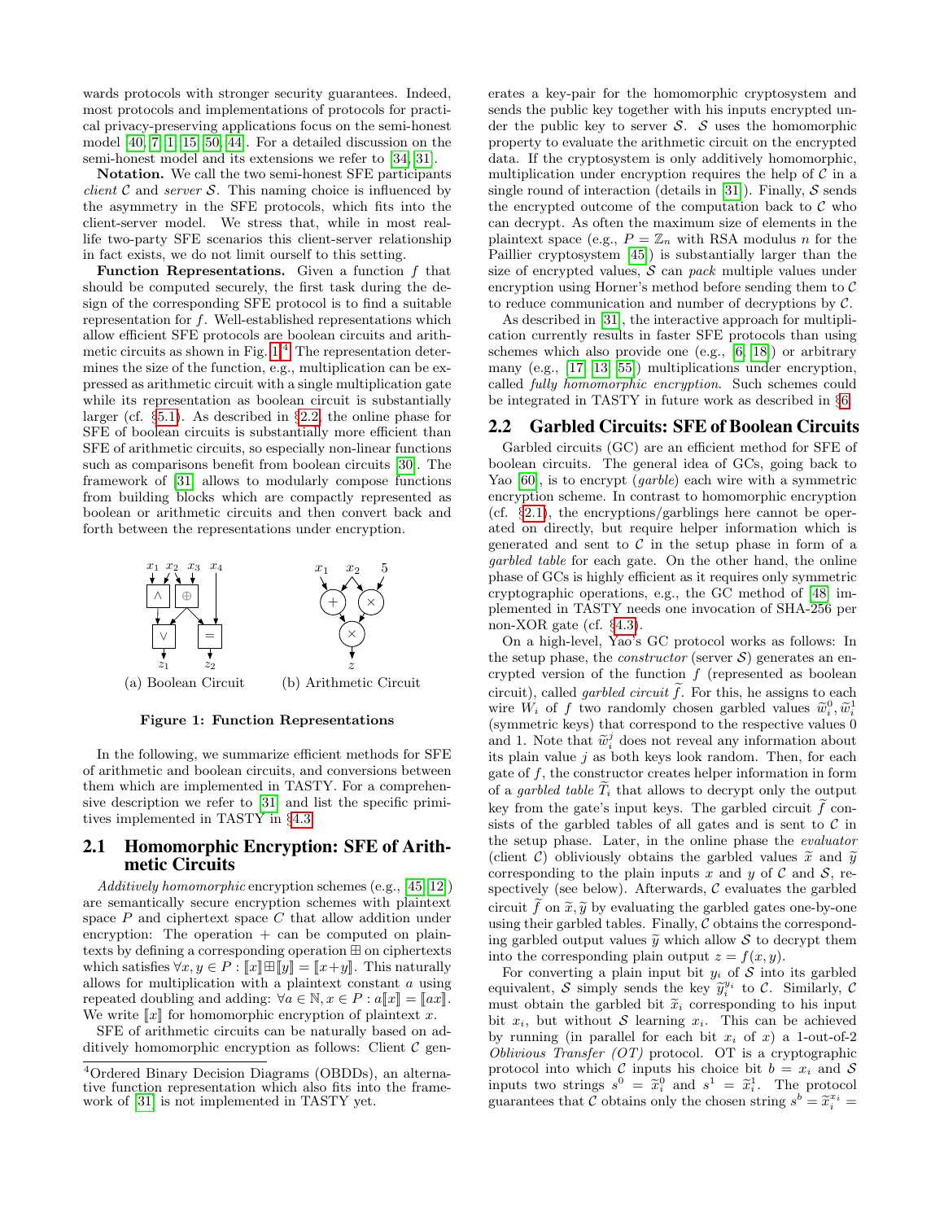wards protocols with stronger security guarantees. Indeed, most protocols and implementations of protocols for practical privacy-preserving applications focus on the semi-honest model [40, 7, 1, 15, 50, 44]. For a detailed discussion on the semi-honest model and its extensions we refer to [34, 31].

**Notation.** We call the two semi-honest SFE participants *client* $\mathcal{C}$ and *server* $\mathcal{S}$. This naming choice is influenced by the asymmetry in the SFE protocols, which fits into the client-server model. We stress that, while in most real-life two-party SFE scenarios this client-server relationship in fact exists, we do not limit ourself to this setting.

**Function Representations.** Given a function $f$ that should be computed securely, the first task during the design of the corresponding SFE protocol is to find a suitable representation for $f$. Well-established representations which allow efficient SFE protocols are boolean circuits and arithmetic circuits as shown in Fig. 1.[4] The representation determines the size of the function, e.g., multiplication can be expressed as arithmetic circuit with a single multiplication gate while its representation as boolean circuit is substantially larger (cf. §5.1). As described in §2.2, the online phase for SFE of boolean circuits is substantially more efficient than SFE of arithmetic circuits, so especially non-linear functions such as comparisons benefit from boolean circuits [30]. The framework of [31] allows to modularly compose functions from building blocks which are compactly represented as boolean or arithmetic circuits and then convert back and forth between the representations under encryption.

(a) Boolean Circuit (b) Arithmetic Circuit

**Figure 1: Function Representations**

In the following, we summarize efficient methods for SFE of arithmetic and boolean circuits, and conversions between them which are implemented in TASTY. For a comprehensive description we refer to [31] and list the specific primitives implemented in TASTY in §4.3.

## 2.1 Homomorphic Encryption: SFE of Arithmetic Circuits

*Additively homomorphic* encryption schemes (e.g., [45, 12]) are semantically secure encryption schemes with plaintext space $P$ and ciphertext space $C$ that allow addition under encryption: The operation $+$ can be computed on plaintexts by defining a corresponding operation $\boxplus$ on ciphertexts which satisfies $\forall x, y \in P : [\![x]\!] \boxplus [\![y]\!] = [\![x+y]\!]$. This naturally allows for multiplication with a plaintext constant $a$ using repeated doubling and adding: $\forall a \in \mathbb{N}, x \in P : a[\![x]\!] = [\![ax]\!]$. We write $[\![x]\!]$ for homomorphic encryption of plaintext $x$.

SFE of arithmetic circuits can be naturally based on additively homomorphic encryption as follows: Client $\mathcal{C}$ generates a key-pair for the homomorphic cryptosystem and sends the public key together with his inputs encrypted under the public key to server $\mathcal{S}$. $\mathcal{S}$ uses the homomorphic property to evaluate the arithmetic circuit on the encrypted data. If the cryptosystem is only additively homomorphic, multiplication under encryption requires the help of $\mathcal{C}$ in a single round of interaction (details in [31]). Finally, $\mathcal{S}$ sends the encrypted outcome of the computation back to $\mathcal{C}$ who can decrypt. As often the maximum size of elements in the plaintext space (e.g., $P = \mathbb{Z}_n$ with RSA modulus $n$ for the Paillier cryptosystem [45]) is substantially larger than the size of encrypted values, $\mathcal{S}$ can *pack* multiple values under encryption using Horner's method before sending them to $\mathcal{C}$ to reduce communication and number of decryptions by $\mathcal{C}$.

As described in [31], the interactive approach for multiplication currently results in faster SFE protocols than using schemes which also provide one (e.g., [6, 18]) or arbitrary many (e.g., [17, 13, 55]) multiplications under encryption, called *fully homomorphic encryption*. Such schemes could be integrated in TASTY in future work as described in §6.

## 2.2 Garbled Circuits: SFE of Boolean Circuits

Garbled circuits (GC) are an efficient method for SFE of boolean circuits. The general idea of GCs, going back to Yao [60], is to encrypt (*garble*) each wire with a symmetric encryption scheme. In contrast to homomorphic encryption (cf. §2.1), the encryptions/garblings here cannot be operated on directly, but require helper information which is generated and sent to $\mathcal{C}$ in the setup phase in form of a *garbled table* for each gate. On the other hand, the online phase of GCs is highly efficient as it requires only symmetric cryptographic operations, e.g., the GC method of [48] implemented in TASTY needs one invocation of SHA-256 per non-XOR gate (cf. §4.3).

On a high-level, Yao's GC protocol works as follows: In the setup phase, the *constructor* (server $\mathcal{S}$) generates an encrypted version of the function $f$ (represented as boolean circuit), called *garbled circuit* $\widetilde{f}$. For this, he assigns to each wire $W_i$ of $f$ two randomly chosen garbled values $\widetilde{w}_i^0, \widetilde{w}_i^1$ (symmetric keys) that correspond to the respective values 0 and 1. Note that $\widetilde{w}_i^j$ does not reveal any information about its plain value $j$ as both keys look random. Then, for each gate of $f$, the constructor creates helper information in form of a *garbled table* $\widetilde{T}_i$ that allows to decrypt only the output key from the gate's input keys. The garbled circuit $\widetilde{f}$ consists of the garbled tables of all gates and is sent to $\mathcal{C}$ in the setup phase. Later, in the online phase the *evaluator* (client $\mathcal{C}$) obliviously obtains the garbled values $\widetilde{x}$ and $\widetilde{y}$ corresponding to the plain inputs $x$ and $y$ of $\mathcal{C}$ and $\mathcal{S}$, respectively (see below). Afterwards, $\mathcal{C}$ evaluates the garbled circuit $\widetilde{f}$ on $\widetilde{x}, \widetilde{y}$ by evaluating the garbled gates one-by-one using their garbled tables. Finally, $\mathcal{C}$ obtains the corresponding garbled output values $\widetilde{y}$ which allow $\mathcal{S}$ to decrypt them into the corresponding plain output $z = f(x, y)$.

For converting a plain input bit $y_i$ of $\mathcal{S}$ into its garbled equivalent, $\mathcal{S}$ simply sends the key $\widetilde{y}_i^{y_i}$ to $\mathcal{C}$. Similarly, $\mathcal{C}$ must obtain the garbled bit $\widetilde{x}_i$ corresponding to his input bit $x_i$, but without $\mathcal{S}$ learning $x_i$. This can be achieved by running (in parallel for each bit $x_i$ of $x$) a 1-out-of-2 *Oblivious Transfer (OT)* protocol. OT is a cryptographic protocol into which $\mathcal{C}$ inputs his choice bit $b = x_i$ and $\mathcal{S}$ inputs two strings $s^0 = \widetilde{x}_i^0$ and $s^1 = \widetilde{x}_i^1$. The protocol guarantees that $\mathcal{C}$ obtains only the chosen string $s^b = \widetilde{x}_i^{x_i} =$

[4] Ordered Binary Decision Diagrams (OBDDs), an alternative function representation which also fits into the framework of [31] is not implemented in TASTY yet.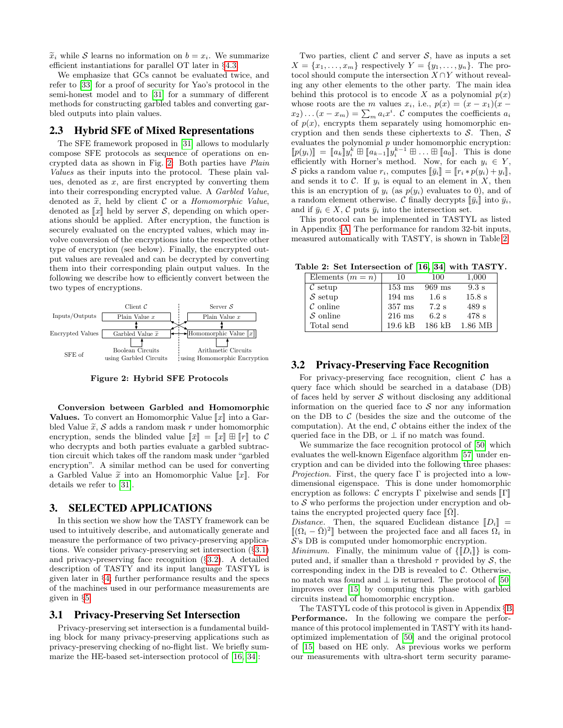$\widetilde{x}_i$ while $\mathcal{S}$ learns no information on $b = x_i$. We summarize efficient instantiations for parallel OT later in §4.3.

We emphasize that GCs cannot be evaluated twice, and refer to [33] for a proof of security for Yao's protocol in the semi-honest model and to [31] for a summary of different methods for constructing garbled tables and converting garbled outputs into plain values.

## 2.3 Hybrid SFE of Mixed Representations

The SFE framework proposed in [31] allows to modularly compose SFE protocols as sequence of operations on encrypted data as shown in Fig. 2. Both parties have *Plain Values* as their inputs into the protocol. These plain values, denoted as $x$, are first encrypted by converting them into their corresponding encrypted value. A *Garbled Value*, denoted as $\widetilde{x}$, held by client $\mathcal{C}$ or a *Homomorphic Value*, denoted as $[\![x]\!]$ held by server $\mathcal{S}$, depending on which operations should be applied. After encryption, the function is securely evaluated on the encrypted values, which may involve conversion of the encryptions into the respective other type of encryption (see below). Finally, the encrypted output values are revealed and can be decrypted by converting them into their corresponding plain output values. In the following we describe how to efficiently convert between the two types of encryptions.

| | Client $\mathcal{C}$ | Server $\mathcal{S}$ |
|---|---|---|
| Inputs/Outputs | Plain Value $x$ | Plain Value $x$ |
| Encrypted Values | Garbled Value $\widetilde{x}$ | Homomorphic Value $[\![x]\!]$ |
| SFE of | Boolean Circuits using Garbled Circuits | Arithmetic Circuits using Homomorphic Encryption |

**Figure 2: Hybrid SFE Protocols**

**Conversion between Garbled and Homomorphic Values.** To convert an Homomorphic Value $[\![x]\!]$ into a Garbled Value $\widetilde{x}$, $\mathcal{S}$ adds a random mask $r$ under homomorphic encryption, sends the blinded value $[\![\bar{x}]\!] = [\![x]\!] \boxplus [\![r]\!]$ to $\mathcal{C}$ who decrypts and both parties evaluate a garbled subtraction circuit which takes off the random mask under "garbled encryption". A similar method can be used for converting a Garbled Value $\widetilde{x}$ into an Homomorphic Value $[\![x]\!]$. For details we refer to [31].

# 3. SELECTED APPLICATIONS

In this section we show how the TASTY framework can be used to intuitively describe, and automatically generate and measure the performance of two privacy-preserving applications. We consider privacy-preserving set intersection (§3.1) and privacy-preserving face recognition (§3.2). A detailed description of TASTY and its input language TASTYL is given later in §4; further performance results and the specs of the machines used in our performance measurements are given in §5.

## 3.1 Privacy-Preserving Set Intersection

Privacy-preserving set intersection is a fundamental building block for many privacy-preserving applications such as privacy-preserving checking of no-flight list. We briefly summarize the HE-based set-intersection protocol of [16, 34]:

Two parties, client $\mathcal{C}$ and server $\mathcal{S}$, have as inputs a set $X = \{x_1, \ldots, x_m\}$ respectively $Y = \{y_1, \ldots, y_n\}$. The protocol should compute the intersection $X \cap Y$ without revealing any other elements to the other party. The main idea behind this protocol is to encode $X$ as a polynomial $p(x)$ whose roots are the $m$ values $x_i$, i.e., $p(x) = (x - x_1)(x - x_2)\ldots(x - x_m) = \sum_m a_i x^i$. $\mathcal{C}$ computes the coefficients $a_i$ of $p(x)$, encrypts them separately using homomorphic encryption and then sends these ciphertexts to $\mathcal{S}$. Then, $\mathcal{S}$ evaluates the polynomial $p$ under homomorphic encryption: $[\![p(y_i)]\!] = [\![a_k]\!] y_i^k \boxplus [\![a_{k-1}]\!] y_i^{k-1} \boxplus \ldots \boxplus [\![a_0]\!]$. This is done efficiently with Horner's method. Now, for each $y_i \in Y$, $\mathcal{S}$ picks a random value $r_i$, computes $[\![\bar{y}_i]\!] = [\![r_i * p(y_i) + y_i]\!]$, and sends it to $\mathcal{C}$. If $y_i$ is equal to an element in $X$, then this is an encryption of $y_i$ (as $p(y_i)$ evaluates to 0), and of a random element otherwise. $\mathcal{C}$ finally decrypts $[\![\bar{y}_i]\!]$ into $\bar{y}_i$, and if $\bar{y}_i \in X$, $\mathcal{C}$ puts $\bar{y}_i$ into the intersection set.

This protocol can be implemented in TASTYL as listed in Appendix §A. The performance for random 32-bit inputs, measured automatically with TASTY, is shown in Table 2.

**Table 2: Set Intersection of [16, 34] with TASTY.**

| Elements ($m = n$) | 10 | 100 | 1,000 |
|---|---|---|---|
| $\mathcal{C}$ setup | 153 ms | 969 ms | 9.3 s |
| $\mathcal{S}$ setup | 194 ms | 1.6 s | 15.8 s |
| $\mathcal{C}$ online | 357 ms | 7.2 s | 489 s |
| $\mathcal{S}$ online | 216 ms | 6.2 s | 478 s |
| Total send | 19.6 kB | 186 kB | 1.86 MB |

## 3.2 Privacy-Preserving Face Recognition

For privacy-preserving face recognition, client $\mathcal{C}$ has a query face which should be searched in a database (DB) of faces held by server $\mathcal{S}$ without disclosing any additional information on the queried face to $\mathcal{S}$ nor any information on the DB to $\mathcal{C}$ (besides the size and the outcome of the computation). At the end, $\mathcal{C}$ obtains either the index of the queried face in the DB, or $\perp$ if no match was found.

We summarize the face recognition protocol of [50] which evaluates the well-known Eigenface algorithm [57] under encryption and can be divided into the following three phases:
*Projection.* First, the query face $\Gamma$ is projected into a low-dimensional eigenspace. This is done under homomorphic encryption as follows: $\mathcal{C}$ encrypts $\Gamma$ pixelwise and sends $[\![\Gamma]\!]$ to $\mathcal{S}$ who performs the projection under encryption and obtains the encrypted projected query face $[\![\bar{\Omega}]\!]$.
*Distance.* Then, the squared Euclidean distance $[\![D_i]\!] = [\![(\Omega_i - \bar{\Omega})^2]\!]$ between the projected face and all faces $\Omega_i$ in $\mathcal{S}$'s DB is computed under homomorphic encryption.
*Minimum.* Finally, the minimum value of $\{[\![D_i]\!]\}$ is computed and, if smaller than a threshold $\tau$ provided by $\mathcal{S}$, the corresponding index in the DB is revealed to $\mathcal{C}$. Otherwise, no match was found and $\perp$ is returned. The protocol of [50] improves over [15] by computing this phase with garbled circuits instead of homomorphic encryption.

The TASTYL code of this protocol is given in Appendix §B.
**Performance.** In the following we compare the performance of this protocol implemented in TASTY with its hand-optimized implementation of [50] and the original protocol of [15] based on HE only. As previous works we perform our measurements with ultra-short term security parame-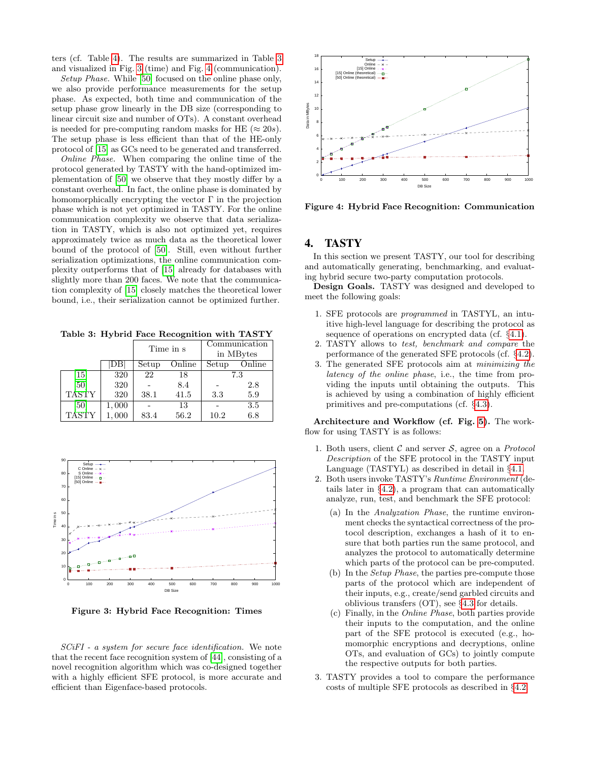ters (cf. Table 4). The results are summarized in Table 3 and visualized in Fig. 3 (time) and Fig. 4 (communication).

*Setup Phase.* While [50] focused on the online phase only, we also provide performance measurements for the setup phase. As expected, both time and communication of the setup phase grow linearly in the DB size (corresponding to linear circuit size and number of OTs). A constant overhead is needed for pre-computing random masks for HE ($\approx 20s$). The setup phase is less efficient than that of the HE-only protocol of [15] as GCs need to be generated and transferred.

*Online Phase.* When comparing the online time of the protocol generated by TASTY with the hand-optimized implementation of [50] we observe that they mostly differ by a constant overhead. In fact, the online phase is dominated by homomorphically encrypting the vector $\Gamma$ in the projection phase which is not yet optimized in TASTY. For the online communication complexity we observe that data serialization in TASTY, which is also not optimized yet, requires approximately twice as much data as the theoretical lower bound of the protocol of [50]. Still, even without further serialization optimizations, the online communication complexity outperforms that of [15] already for databases with slightly more than 200 faces. We note that the communication complexity of [15] closely matches the theoretical lower bound, i.e., their serialization cannot be optimized further.

**Table 3: Hybrid Face Recognition with TASTY**

| | \|DB\| | Time in s | | Communication in MBytes | |
|---|---|---|---|---|---|
| | | Setup | Online | Setup | Online |
| [15] | 320 | 22 | 18 | 7.3 | |
| [50] | 320 | - | 8.4 | - | 2.8 |
| TASTY | 320 | 38.1 | 41.5 | 3.3 | 5.9 |
| [50] | 1,000 | - | 13 | - | 3.5 |
| TASTY | 1,000 | 83.4 | 56.2 | 10.2 | 6.8 |

**Figure 3: Hybrid Face Recognition: Times**

*SCiFI - a system for secure face identification.* We note that the recent face recognition system of [44], consisting of a novel recognition algorithm which was co-designed together with a highly efficient SFE protocol, is more accurate and efficient than Eigenface-based protocols.

**Figure 4: Hybrid Face Recognition: Communication**

# 4. TASTY

In this section we present TASTY, our tool for describing and automatically generating, benchmarking, and evaluating hybrid secure two-party computation protocols.

**Design Goals.** TASTY was designed and developed to meet the following goals:

1. SFE protocols are *programmed* in TASTYL, an intuitive high-level language for describing the protocol as sequence of operations on encrypted data (cf. §4.1).
2. TASTY allows to *test, benchmark and compare* the performance of the generated SFE protocols (cf. §4.2).
3. The generated SFE protocols aim at *minimizing the latency of the online phase*, i.e., the time from providing the inputs until obtaining the outputs. This is achieved by using a combination of highly efficient primitives and pre-computations (cf. §4.3).

**Architecture and Workflow (cf. Fig. 5).** The workflow for using TASTY is as follows:

1. Both users, client $\mathcal{C}$ and server $\mathcal{S}$, agree on a *Protocol Description* of the SFE protocol in the TASTY input Language (TASTYL) as described in detail in §4.1.
2. Both users invoke TASTY's *Runtime Environment* (details later in §4.2), a program that can automatically analyze, run, test, and benchmark the SFE protocol:
   (a) In the *Analyzation Phase*, the runtime environment checks the syntactical correctness of the protocol description, exchanges a hash of it to ensure that both parties run the same protocol, and analyzes the protocol to automatically determine which parts of the protocol can be pre-computed.
   (b) In the *Setup Phase*, the parties pre-compute those parts of the protocol which are independent of their inputs, e.g., create/send garbled circuits and oblivious transfers (OT), see §4.3 for details.
   (c) Finally, in the *Online Phase*, both parties provide their inputs to the computation, and the online part of the SFE protocol is executed (e.g., homomorphic encryptions and decryptions, online OTs, and evaluation of GCs) to jointly compute the respective outputs for both parties.
3. TASTY provides a tool to compare the performance costs of multiple SFE protocols as described in §4.2.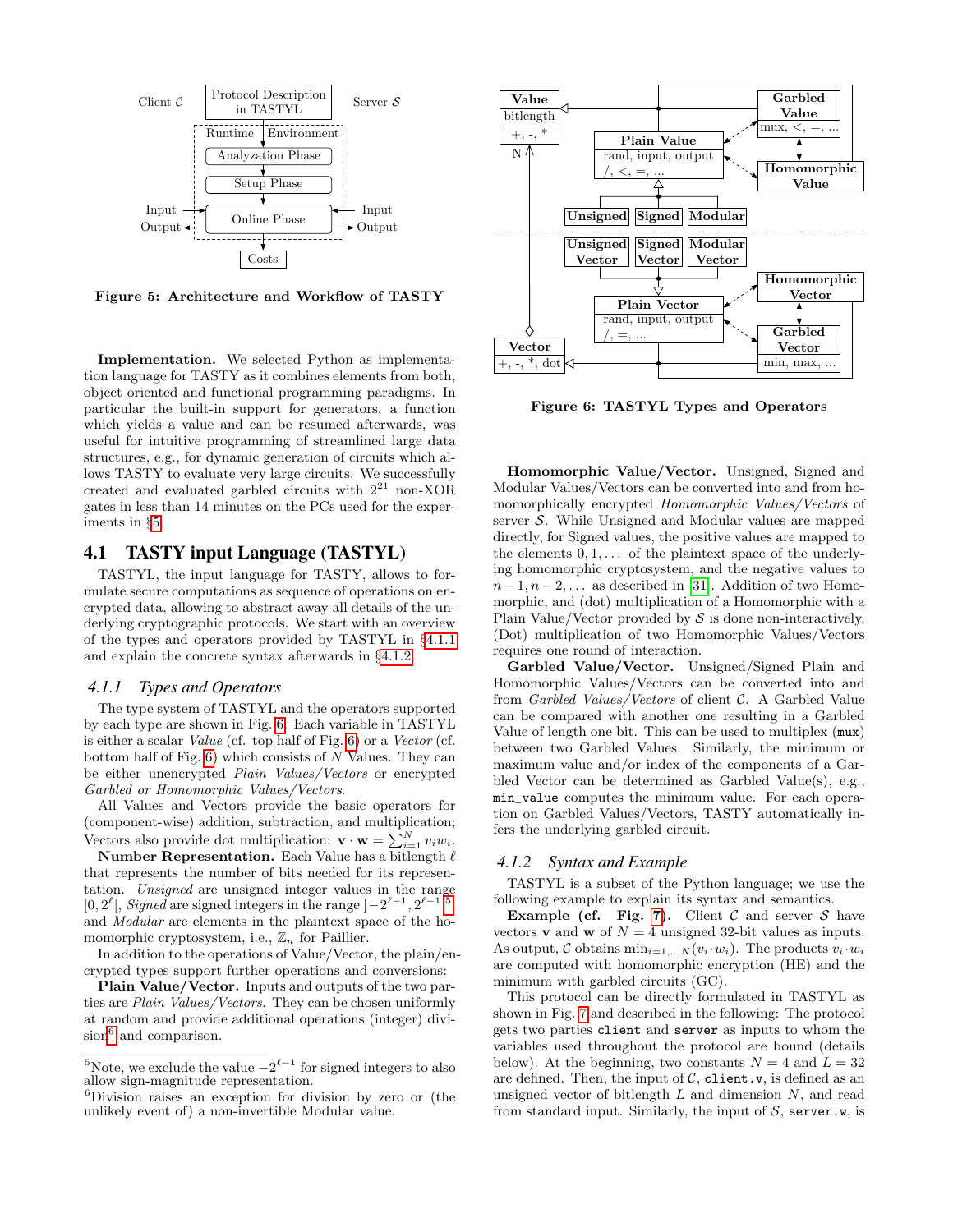Client $\mathcal{C}$ | Protocol Description in TASTYL | Server $\mathcal{S}$

Runtime Environment: Analyzation Phase → Setup Phase → Online Phase → Costs

**Figure 5: Architecture and Workflow of TASTY**

**Implementation.** We selected Python as implementation language for TASTY as it combines elements from both, object oriented and functional programming paradigms. In particular the built-in support for generators, a function which yields a value and can be resumed afterwards, was useful for intuitive programming of streamlined large data structures, e.g., for dynamic generation of circuits which allows TASTY to evaluate very large circuits. We successfully created and evaluated garbled circuits with $2^{21}$ non-XOR gates in less than 14 minutes on the PCs used for the experiments in §5.

## 4.1 TASTY input Language (TASTYL)

TASTYL, the input language for TASTY, allows to formulate secure computations as sequence of operations on encrypted data, allowing to abstract away all details of the underlying cryptographic protocols. We start with an overview of the types and operators provided by TASTYL in §4.1.1 and explain the concrete syntax afterwards in §4.1.2.

### 4.1.1 Types and Operators

The type system of TASTYL and the operators supported by each type are shown in Fig. 6. Each variable in TASTYL is either a scalar *Value* (cf. top half of Fig. 6) or a *Vector* (cf. bottom half of Fig. 6) which consists of $N$ Values. They can be either unencrypted *Plain Values/Vectors* or encrypted *Garbled or Homomorphic Values/Vectors*.

All Values and Vectors provide the basic operators for (component-wise) addition, subtraction, and multiplication; Vectors also provide dot multiplication: $\mathbf{v} \cdot \mathbf{w} = \sum_{i=1}^{N} v_i w_i$.

**Number Representation.** Each Value has a bitlength $\ell$ that represents the number of bits needed for its representation. *Unsigned* are unsigned integer values in the range $[0, 2^\ell[$, *Signed* are signed integers in the range $]-2^{\ell-1}, 2^{\ell-1}[$ [5] and *Modular* are elements in the plaintext space of the homomorphic cryptosystem, i.e., $\mathbb{Z}_n$ for Paillier.

In addition to the operations of Value/Vector, the plain/encrypted types support further operations and conversions:

**Plain Value/Vector.** Inputs and outputs of the two parties are *Plain Values/Vectors*. They can be chosen uniformly at random and provide additional operations (integer) division[6] and comparison.

[5] Note, we exclude the value $-2^{\ell-1}$ for signed integers to also allow sign-magnitude representation.

[6] Division raises an exception for division by zero or (the unlikely event of) a non-invertible Modular value.

Value (bitlength; +, -, *) — Plain Value (rand, input, output; /, <, =, ...) — Garbled Value (mux, <, =, ...) — Homomorphic Value — Unsigned, Signed, Modular

Vector (+, -, *, dot) — Plain Vector (rand, input, output; /, =, ...) — Homomorphic Vector — Garbled Vector (min, max, ...) — Unsigned Vector, Signed Vector, Modular Vector

**Figure 6: TASTYL Types and Operators**

**Homomorphic Value/Vector.** Unsigned, Signed and Modular Values/Vectors can be converted into and from homomorphically encrypted *Homomorphic Values/Vectors* of server $\mathcal{S}$. While Unsigned and Modular values are mapped directly, for Signed values, the positive values are mapped to the elements $0, 1, \ldots$ of the plaintext space of the underlying homomorphic cryptosystem, and the negative values to $n-1, n-2, \ldots$ as described in [31]. Addition of two Homomorphic, and (dot) multiplication of a Homomorphic with a Plain Value/Vector provided by $\mathcal{S}$ is done non-interactively. (Dot) multiplication of two Homomorphic Values/Vectors requires one round of interaction.

**Garbled Value/Vector.** Unsigned/Signed Plain and Homomorphic Values/Vectors can be converted into and from *Garbled Values/Vectors* of client $\mathcal{C}$. A Garbled Value can be compared with another one resulting in a Garbled Value of length one bit. This can be used to multiplex (`mux`) between two Garbled Values. Similarly, the minimum or maximum value and/or index of the components of a Garbled Vector can be determined as Garbled Value(s), e.g., `min_value` computes the minimum value. For each operation on Garbled Values/Vectors, TASTY automatically infers the underlying garbled circuit.

### 4.1.2 Syntax and Example

TASTYL is a subset of the Python language; we use the following example to explain its syntax and semantics.

**Example (cf. Fig. 7).** Client $\mathcal{C}$ and server $\mathcal{S}$ have vectors $\mathbf{v}$ and $\mathbf{w}$ of $N = 4$ unsigned 32-bit values as inputs. As output, $\mathcal{C}$ obtains $\min_{i=1,..,N}(v_i \cdot w_i)$. The products $v_i \cdot w_i$ are computed with homomorphic encryption (HE) and the minimum with garbled circuits (GC).

This protocol can be directly formulated in TASTYL as shown in Fig. 7 and described in the following: The protocol gets two parties `client` and `server` as inputs to whom the variables used throughout the protocol are bound (details below). At the beginning, two constants $N = 4$ and $L = 32$ are defined. Then, the input of $\mathcal{C}$, `client.v`, is defined as an unsigned vector of bitlength $L$ and dimension $N$, and read from standard input. Similarly, the input of $\mathcal{S}$, `server.w`, is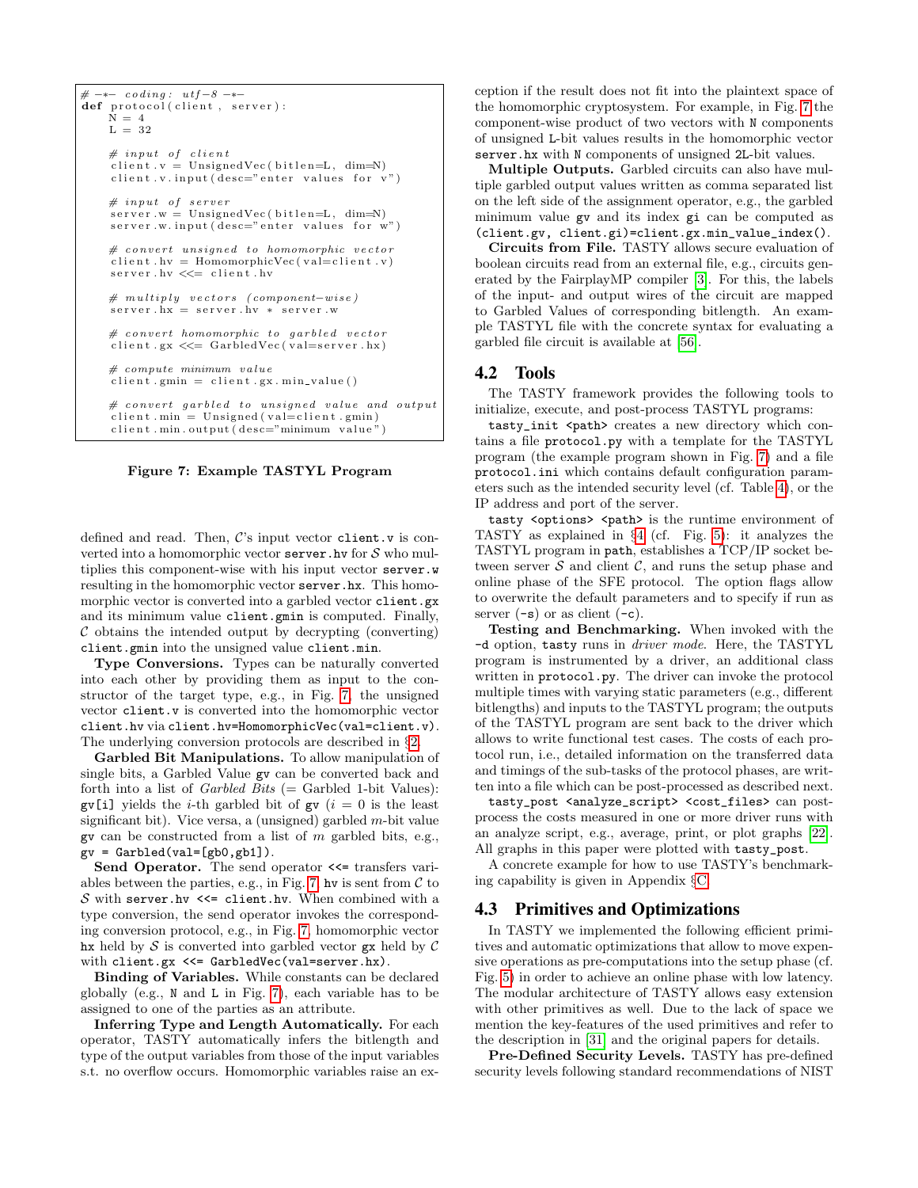```python
# -*- coding: utf-8 -*-
def protocol(client, server):
    N = 4
    L = 32

    # input of client
    client.v = UnsignedVec(bitlen=L, dim=N)
    client.v.input(desc="enter values for v")

    # input of server
    server.w = UnsignedVec(bitlen=L, dim=N)
    server.w.input(desc="enter values for w")

    # convert unsigned to homomorphic vector
    client.hv = HomomorphicVec(val=client.v)
    server.hv <<= client.hv

    # multiply vectors (component-wise)
    server.hx = server.hv * server.w

    # convert homomorphic to garbled vector
    client.gx <<= GarbledVec(val=server.hx)

    # compute minimum value
    client.gmin = client.gx.min_value()

    # convert garbled to unsigned value and output
    client.min = Unsigned(val=client.gmin)
    client.min.output(desc="minimum value")
```

**Figure 7: Example TASTYL Program**

defined and read. Then, $\mathcal{C}$'s input vector `client.v` is converted into a homomorphic vector `server.hv` for $\mathcal{S}$ who multiplies this component-wise with his input vector `server.w` resulting in the homomorphic vector `server.hx`. This homomorphic vector is converted into a garbled vector `client.gx` and its minimum value `client.gmin` is computed. Finally, $\mathcal{C}$ obtains the intended output by decrypting (converting) `client.gmin` into the unsigned value `client.min`.

**Type Conversions.** Types can be naturally converted into each other by providing them as input to the constructor of the target type, e.g., in Fig. 7, the unsigned vector `client.v` is converted into the homomorphic vector `client.hv` via `client.hv=HomomorphicVec(val=client.v)`. The underlying conversion protocols are described in §2.

**Garbled Bit Manipulations.** To allow manipulation of single bits, a Garbled Value `gv` can be converted back and forth into a list of *Garbled Bits* (= Garbled 1-bit Values): `gv[i]` yields the $i$-th garbled bit of `gv` ($i = 0$ is the least significant bit). Vice versa, a (unsigned) garbled $m$-bit value `gv` can be constructed from a list of $m$ garbled bits, e.g., `gv = Garbled(val=[gb0,gb1])`.

**Send Operator.** The send operator `<<=` transfers variables between the parties, e.g., in Fig. 7 `hv` is sent from $\mathcal{C}$ to $\mathcal{S}$ with `server.hv <<= client.hv`. When combined with a type conversion, the send operator invokes the corresponding conversion protocol, e.g., in Fig. 7, homomorphic vector `hx` held by $\mathcal{S}$ is converted into garbled vector `gx` held by $\mathcal{C}$ with `client.gx <<= GarbledVec(val=server.hx)`.

**Binding of Variables.** While constants can be declared globally (e.g., `N` and `L` in Fig. 7), each variable has to be assigned to one of the parties as an attribute.

**Inferring Type and Length Automatically.** For each operator, TASTY automatically infers the bitlength and type of the output variables from those of the input variables s.t. no overflow occurs. Homomorphic variables raise an exception if the result does not fit into the plaintext space of the homomorphic cryptosystem. For example, in Fig. 7 the component-wise product of two vectors with `N` components of unsigned `L`-bit values results in the homomorphic vector `server.hx` with `N` components of unsigned `2L`-bit values.

**Multiple Outputs.** Garbled circuits can also have multiple garbled output values written as comma separated list on the left side of the assignment operator, e.g., the garbled minimum value `gv` and its index `gi` can be computed as `(client.gv, client.gi)=client.gx.min_value_index()`.

**Circuits from File.** TASTY allows secure evaluation of boolean circuits read from an external file, e.g., circuits generated by the FairplayMP compiler [3]. For this, the labels of the input- and output wires of the circuit are mapped to Garbled Values of corresponding bitlength. An example TASTYL file with the concrete syntax for evaluating a garbled file circuit is available at [56].

## 4.2 Tools

The TASTY framework provides the following tools to initialize, execute, and post-process TASTYL programs:

`tasty_init <path>` creates a new directory which contains a file `protocol.py` with a template for the TASTYL program (the example program shown in Fig. 7) and a file `protocol.ini` which contains default configuration parameters such as the intended security level (cf. Table 4), or the IP address and port of the server.

`tasty <options> <path>` is the runtime environment of TASTY as explained in §4 (cf. Fig. 5): it analyzes the TASTYL program in `path`, establishes a TCP/IP socket between server $\mathcal{S}$ and client $\mathcal{C}$, and runs the setup phase and online phase of the SFE protocol. The option flags allow to overwrite the default parameters and to specify if run as server (`-s`) or as client (`-c`).

**Testing and Benchmarking.** When invoked with the `-d` option, `tasty` runs in *driver mode*. Here, the TASTYL program is instrumented by a driver, an additional class written in `protocol.py`. The driver can invoke the protocol multiple times with varying static parameters (e.g., different bitlengths) and inputs to the TASTYL program; the outputs of the TASTYL program are sent back to the driver which allows to write functional test cases. The costs of each protocol run, i.e., detailed information on the transferred data and timings of the sub-tasks of the protocol phases, are written into a file which can be post-processed as described next.

`tasty_post <analyze_script> <cost_files>` can post-process the costs measured in one or more driver runs with an analyze script, e.g., average, print, or plot graphs [22]. All graphs in this paper were plotted with `tasty_post`.

A concrete example for how to use TASTY's benchmarking capability is given in Appendix §C.

## 4.3 Primitives and Optimizations

In TASTY we implemented the following efficient primitives and automatic optimizations that allow to move expensive operations as pre-computations into the setup phase (cf. Fig. 5) in order to achieve an online phase with low latency. The modular architecture of TASTY allows easy extension with other primitives as well. Due to the lack of space we mention the key-features of the used primitives and refer to the description in [31] and the original papers for details.

**Pre-Defined Security Levels.** TASTY has pre-defined security levels following standard recommendations of NIST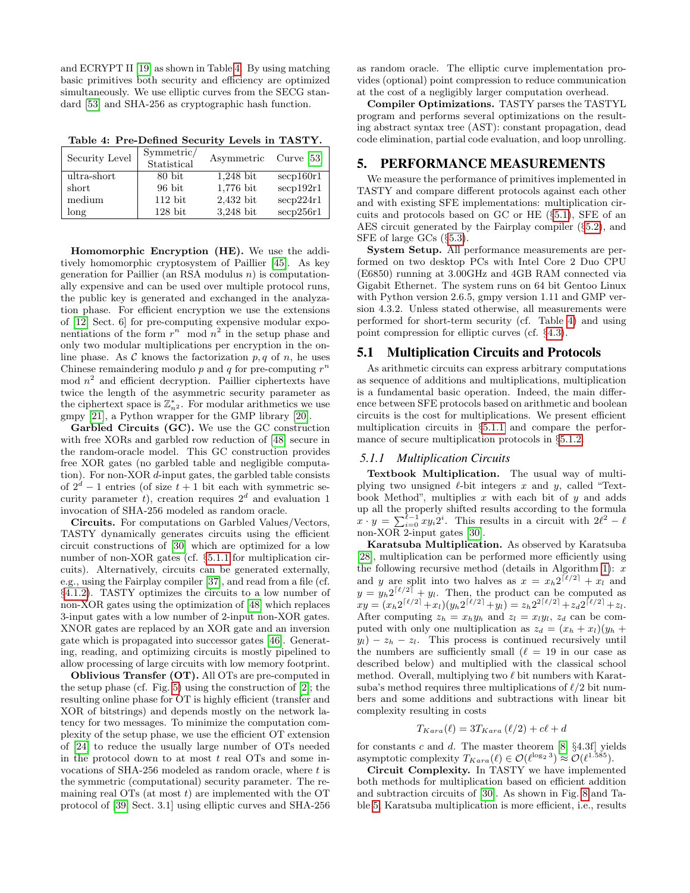and ECRYPT II [19] as shown in Table 4. By using matching basic primitives both security and efficiency are optimized simultaneously. We use elliptic curves from the SECG standard [53] and SHA-256 as cryptographic hash function.

**Table 4: Pre-Defined Security Levels in TASTY.**

| Security Level | Symmetric/ Statistical | Asymmetric | Curve [53] |
|---|---|---|---|
| ultra-short | 80 bit | 1,248 bit | secp160r1 |
| short | 96 bit | 1,776 bit | secp192r1 |
| medium | 112 bit | 2,432 bit | secp224r1 |
| long | 128 bit | 3,248 bit | secp256r1 |

**Homomorphic Encryption (HE).** We use the additively homomorphic cryptosystem of Paillier [45]. As key generation for Paillier (an RSA modulus $n$) is computationally expensive and can be used over multiple protocol runs, the public key is generated and exchanged in the analyzation phase. For efficient encryption we use the extensions of [12, Sect. 6] for pre-computing expensive modular exponentiations of the form $r^n \mod n^2$ in the setup phase and only two modular multiplications per encryption in the online phase. As $\mathcal{C}$ knows the factorization $p, q$ of $n$, he uses Chinese remaindering modulo $p$ and $q$ for pre-computing $r^n \bmod n^2$ and efficient decryption. Paillier ciphertexts have twice the length of the asymmetric security parameter as the ciphertext space is $\mathbb{Z}^*_{n^2}$. For modular arithmetics we use gmpy [21], a Python wrapper for the GMP library [20].

**Garbled Circuits (GC).** We use the GC construction with free XORs and garbled row reduction of [48] secure in the random-oracle model. This GC construction provides free XOR gates (no garbled table and negligible computation). For non-XOR $d$-input gates, the garbled table consists of $2^d - 1$ entries (of size $t + 1$ bit each with symmetric security parameter $t$), creation requires $2^d$ and evaluation 1 invocation of SHA-256 modeled as random oracle.

**Circuits.** For computations on Garbled Values/Vectors, TASTY dynamically generates circuits using the efficient circuit constructions of [30] which are optimized for a low number of non-XOR gates (cf. §5.1.1 for multiplication circuits). Alternatively, circuits can be generated externally, e.g., using the Fairplay compiler [37], and read from a file (cf. §4.1.2). TASTY optimizes the circuits to a low number of non-XOR gates using the optimization of [48] which replaces 3-input gates with a low number of 2-input non-XOR gates. XNOR gates are replaced by an XOR gate and an inversion gate which is propagated into successor gates [46]. Generating, reading, and optimizing circuits is mostly pipelined to allow processing of large circuits with low memory footprint.

**Oblivious Transfer (OT).** All OTs are pre-computed in the setup phase (cf. Fig. 5) using the construction of [2]; the resulting online phase for OT is highly efficient (transfer and XOR of bitstrings) and depends mostly on the network latency for two messages. To minimize the computation complexity of the setup phase, we use the efficient OT extension of [24] to reduce the usually large number of OTs needed in the protocol down to at most $t$ real OTs and some invocations of SHA-256 modeled as random oracle, where $t$ is the symmetric (computational) security parameter. The remaining real OTs (at most $t$) are implemented with the OT protocol of [39, Sect. 3.1] using elliptic curves and SHA-256 as random oracle. The elliptic curve implementation provides (optional) point compression to reduce communication at the cost of a negligibly larger computation overhead.

**Compiler Optimizations.** TASTY parses the TASTYL program and performs several optimizations on the resulting abstract syntax tree (AST): constant propagation, dead code elimination, partial code evaluation, and loop unrolling.

# 5. PERFORMANCE MEASUREMENTS

We measure the performance of primitives implemented in TASTY and compare different protocols against each other and with existing SFE implementations: multiplication circuits and protocols based on GC or HE (§5.1), SFE of an AES circuit generated by the Fairplay compiler (§5.2), and SFE of large GCs (§5.3).

**System Setup.** All performance measurements are performed on two desktop PCs with Intel Core 2 Duo CPU (E6850) running at 3.00GHz and 4GB RAM connected via Gigabit Ethernet. The system runs on 64 bit Gentoo Linux with Python version 2.6.5, gmpy version 1.11 and GMP version 4.3.2. Unless stated otherwise, all measurements were performed for short-term security (cf. Table 4) and using point compression for elliptic curves (cf. §4.3).

## 5.1 Multiplication Circuits and Protocols

As arithmetic circuits can express arbitrary computations as sequence of additions and multiplications, multiplication is a fundamental basic operation. Indeed, the main difference between SFE protocols based on arithmetic and boolean circuits is the cost for multiplications. We present efficient multiplication circuits in §5.1.1 and compare the performance of secure multiplication protocols in §5.1.2.

### 5.1.1 *Multiplication Circuits*

**Textbook Multiplication.** The usual way of multiplying two unsigned $\ell$-bit integers $x$ and $y$, called "Textbook Method", multiplies $x$ with each bit of $y$ and adds up all the properly shifted results according to the formula $x \cdot y = \sum_{i=0}^{\ell-1} xy_i 2^i$. This results in a circuit with $2\ell^2 - \ell$ non-XOR 2-input gates [30].

**Karatsuba Multiplication.** As observed by Karatsuba [28], multiplication can be performed more efficiently using the following recursive method (details in Algorithm 1): $x$ and $y$ are split into two halves as $x = x_h 2^{\lceil \ell/2 \rceil} + x_l$ and $y = y_h 2^{\lceil \ell/2 \rceil} + y_l$. Then, the product can be computed as $xy = (x_h 2^{\lceil \ell/2 \rceil} + x_l)(y_h 2^{\lceil \ell/2 \rceil} + y_l) = z_h 2^{2\lceil \ell/2 \rceil} + z_d 2^{\lceil \ell/2 \rceil} + z_l$. After computing $z_h = x_h y_h$ and $z_l = x_l y_l$, $z_d$ can be computed with only one multiplication as $z_d = (x_h + x_l)(y_h + y_l) - z_h - z_l$. This process is continued recursively until the numbers are sufficiently small ($\ell = 19$ in our case as described below) and multiplied with the classical school method. Overall, multiplying two $\ell$ bit numbers with Karatsuba's method requires three multiplications of $\ell/2$ bit numbers and some additions and subtractions with linear bit complexity resulting in costs

$$T_{Kara}(\ell) = 3T_{Kara}(\ell/2) + c\ell + d$$

for constants $c$ and $d$. The master theorem [8, §4.3f] yields asymptotic complexity $T_{Kara}(\ell) \in \mathcal{O}(\ell^{\log_2 3}) \approx \mathcal{O}(\ell^{1.585})$.

**Circuit Complexity.** In TASTY we have implemented both methods for multiplication based on efficient addition and subtraction circuits of [30]. As shown in Fig. 8 and Table 5, Karatsuba multiplication is more efficient, i.e., results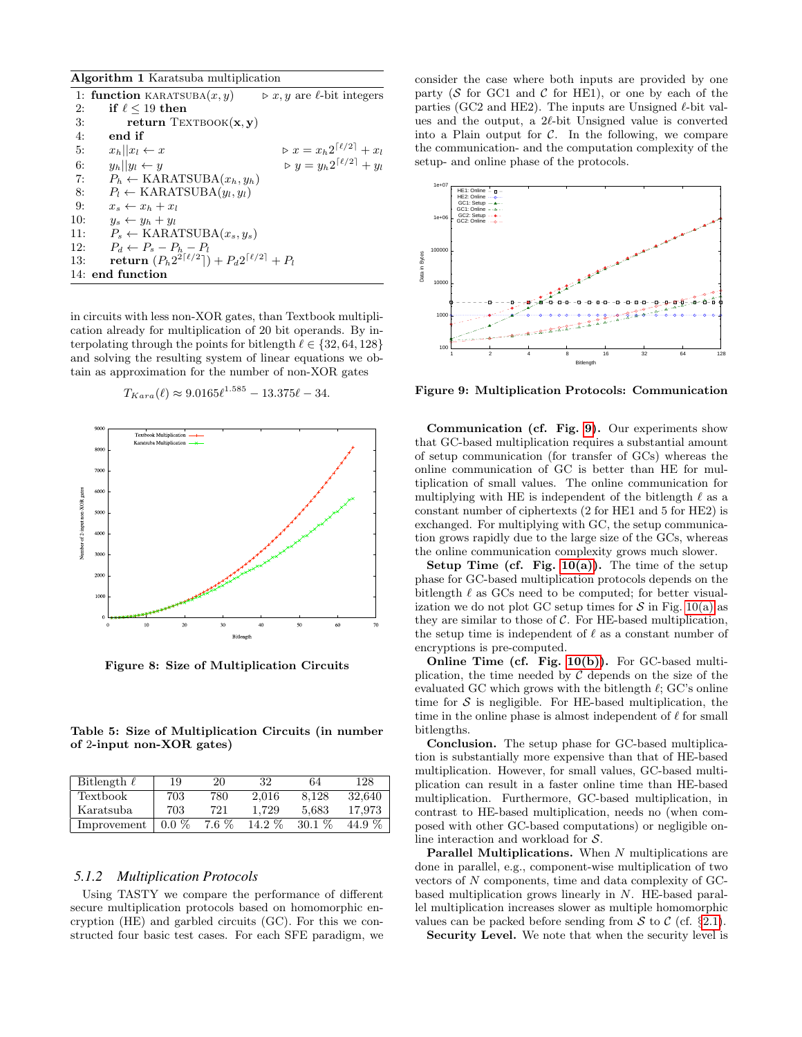**Algorithm 1** Karatsuba multiplication

```
1:  function KARATSUBA(x, y)                    ▷ x, y are ℓ-bit integers
2:      if ℓ ≤ 19 then
3:          return TEXTBOOK(x, y)
4:      end if
5:      x_h || x_l ← x                           ▷ x = x_h 2^⌈ℓ/2⌉ + x_l
6:      y_h || y_l ← y                           ▷ y = y_h 2^⌈ℓ/2⌉ + y_l
7:      P_h ← KARATSUBA(x_h, y_h)
8:      P_l ← KARATSUBA(y_l, y_l)
9:      x_s ← x_h + x_l
10:     y_s ← y_h + y_l
11:     P_s ← KARATSUBA(x_s, y_s)
12:     P_d ← P_s − P_h − P_l
13:     return (P_h 2^{2⌈ℓ/2⌉}) + P_d 2^⌈ℓ/2⌉ + P_l
14: end function
```

in circuits with less non-XOR gates, than Textbook multiplication already for multiplication of 20 bit operands. By interpolating through the points for bitlength $\ell \in \{32, 64, 128\}$ and solving the resulting system of linear equations we obtain as approximation for the number of non-XOR gates

$$T_{Kara}(\ell) \approx 9.0165\ell^{1.585} - 13.375\ell - 34.$$

**Figure 8: Size of Multiplication Circuits**

**Table 5: Size of Multiplication Circuits (in number of 2-input non-XOR gates)**

| Bitlength $\ell$ | 19 | 20 | 32 | 64 | 128 |
|---|---|---|---|---|---|
| Textbook | 703 | 780 | 2,016 | 8,128 | 32,640 |
| Karatsuba | 703 | 721 | 1,729 | 5,683 | 17,973 |
| Improvement | 0.0 % | 7.6 % | 14.2 % | 30.1 % | 44.9 % |

### *5.1.2 Multiplication Protocols*

Using TASTY we compare the performance of different secure multiplication protocols based on homomorphic encryption (HE) and garbled circuits (GC). For this we constructed four basic test cases. For each SFE paradigm, we consider the case where both inputs are provided by one party ($\mathcal{S}$ for GC1 and $\mathcal{C}$ for HE1), or one by each of the parties (GC2 and HE2). The inputs are Unsigned $\ell$-bit values and the output, a $2\ell$-bit Unsigned value is converted into a Plain output for $\mathcal{C}$. In the following, we compare the communication- and the computation complexity of the setup- and online phase of the protocols.

**Figure 9: Multiplication Protocols: Communication**

**Communication (cf. Fig. 9).** Our experiments show that GC-based multiplication requires a substantial amount of setup communication (for transfer of GCs) whereas the online communication of GC is better than HE for multiplication of small values. The online communication for multiplying with HE is independent of the bitlength $\ell$ as a constant number of ciphertexts (2 for HE1 and 5 for HE2) is exchanged. For multiplying with GC, the setup communication grows rapidly due to the large size of the GCs, whereas the online communication complexity grows much slower.

**Setup Time (cf. Fig. 10(a)).** The time of the setup phase for GC-based multiplication protocols depends on the bitlength $\ell$ as GCs need to be computed; for better visualization we do not plot GC setup times for $\mathcal{S}$ in Fig. 10(a) as they are similar to those of $\mathcal{C}$. For HE-based multiplication, the setup time is independent of $\ell$ as a constant number of encryptions is pre-computed.

**Online Time (cf. Fig. 10(b)).** For GC-based multiplication, the time needed by $\mathcal{C}$ depends on the size of the evaluated GC which grows with the bitlength $\ell$; GC's online time for $\mathcal{S}$ is negligible. For HE-based multiplication, the time in the online phase is almost independent of $\ell$ for small bitlengths.

**Conclusion.** The setup phase for GC-based multiplication is substantially more expensive than that of HE-based multiplication. However, for small values, GC-based multiplication can result in a faster online time than HE-based multiplication. Furthermore, GC-based multiplication, in contrast to HE-based multiplication, needs no (when composed with other GC-based computations) or negligible online interaction and workload for $\mathcal{S}$.

**Parallel Multiplications.** When $N$ multiplications are done in parallel, e.g., component-wise multiplication of two vectors of $N$ components, time and data complexity of GC-based multiplication grows linearly in $N$. HE-based parallel multiplication increases slower as multiple homomorphic values can be packed before sending from $\mathcal{S}$ to $\mathcal{C}$ (cf. §2.1).

**Security Level.** We note that when the security level is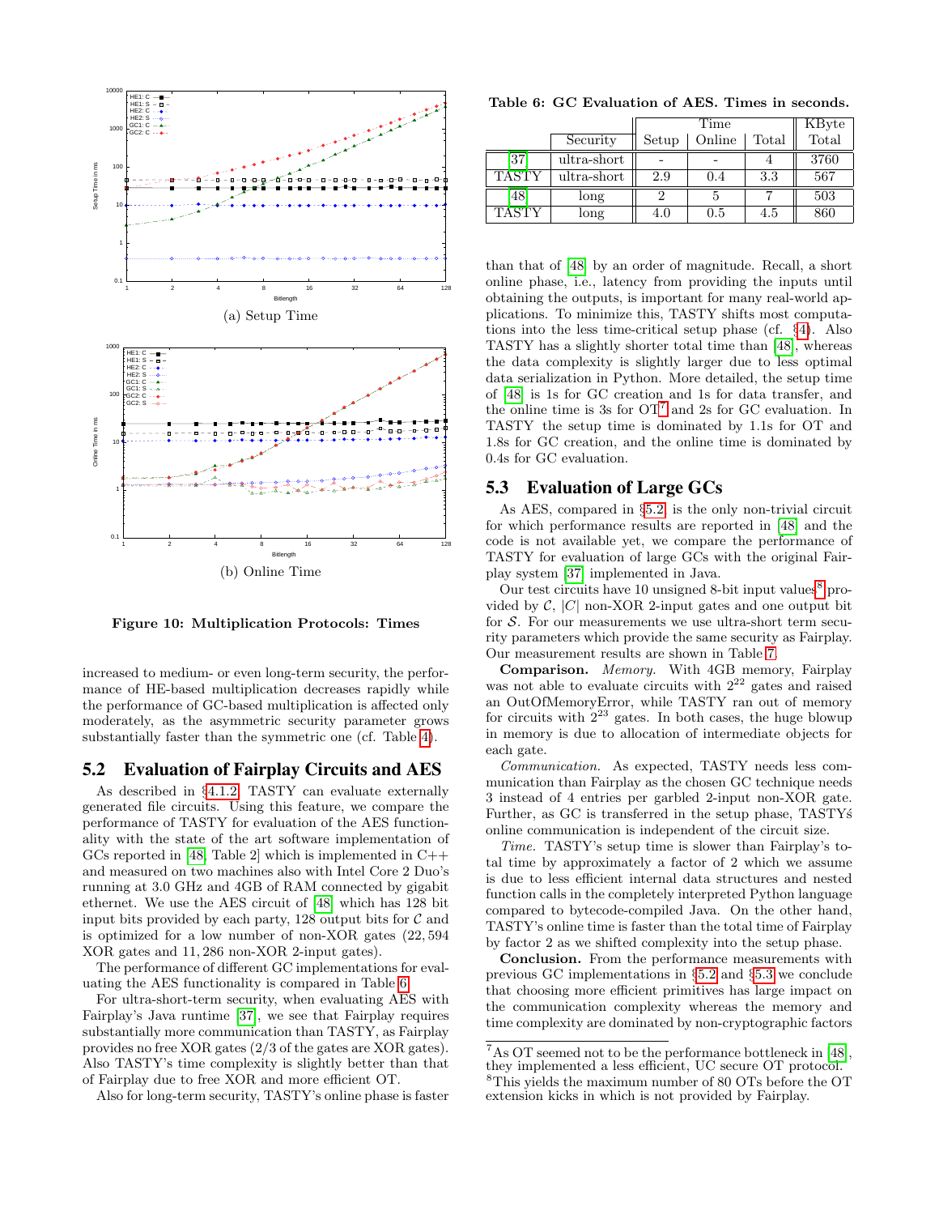(a) Setup Time

(b) Online Time

**Figure 10: Multiplication Protocols: Times**

increased to medium- or even long-term security, the performance of HE-based multiplication decreases rapidly while the performance of GC-based multiplication is affected only moderately, as the asymmetric security parameter grows substantially faster than the symmetric one (cf. Table 4).

## 5.2 Evaluation of Fairplay Circuits and AES

As described in §4.1.2, TASTY can evaluate externally generated file circuits. Using this feature, we compare the performance of TASTY for evaluation of the AES functionality with the state of the art software implementation of GCs reported in [48, Table 2] which is implemented in C++ and measured on two machines also with Intel Core 2 Duo's running at 3.0 GHz and 4GB of RAM connected by gigabit ethernet. We use the AES circuit of [48] which has 128 bit input bits provided by each party, 128 output bits for $\mathcal{C}$ and is optimized for a low number of non-XOR gates (22,594 XOR gates and 11,286 non-XOR 2-input gates).

The performance of different GC implementations for evaluating the AES functionality is compared in Table 6.

For ultra-short-term security, when evaluating AES with Fairplay's Java runtime [37], we see that Fairplay requires substantially more communication than TASTY, as Fairplay provides no free XOR gates (2/3 of the gates are XOR gates). Also TASTY's time complexity is slightly better than that of Fairplay due to free XOR and more efficient OT.

Also for long-term security, TASTY's online phase is faster than that of [48] by an order of magnitude. Recall, a short online phase, i.e., latency from providing the inputs until obtaining the outputs, is important for many real-world applications. To minimize this, TASTY shifts most computations into the less time-critical setup phase (cf. §4). Also TASTY has a slightly shorter total time than [48], whereas the data complexity is slightly larger due to less optimal data serialization in Python. More detailed, the setup time of [48] is 1s for GC creation and 1s for data transfer, and the online time is 3s for OT[7] and 2s for GC evaluation. In TASTY the setup time is dominated by 1.1s for OT and 1.8s for GC creation, and the online time is dominated by 0.4s for GC evaluation.

**Table 6: GC Evaluation of AES. Times in seconds.**

| | Security | Time: Setup | Time: Online | Time: Total | KByte Total |
|---|---|---|---|---|---|
| [37] | ultra-short | - | - | 4 | 3760 |
| TASTY | ultra-short | 2.9 | 0.4 | 3.3 | 567 |
| [48] | long | 2 | 5 | 7 | 503 |
| TASTY | long | 4.0 | 0.5 | 4.5 | 860 |

## 5.3 Evaluation of Large GCs

As AES, compared in §5.2, is the only non-trivial circuit for which performance results are reported in [48] and the code is not available yet, we compare the performance of TASTY for evaluation of large GCs with the original Fairplay system [37] implemented in Java.

Our test circuits have 10 unsigned 8-bit input values[8] provided by $\mathcal{C}$, $|C|$ non-XOR 2-input gates and one output bit for $\mathcal{S}$. For our measurements we use ultra-short term security parameters which provide the same security as Fairplay. Our measurement results are shown in Table 7.

**Comparison.** *Memory.* With 4GB memory, Fairplay was not able to evaluate circuits with $2^{22}$ gates and raised an OutOfMemoryError, while TASTY ran out of memory for circuits with $2^{23}$ gates. In both cases, the huge blowup in memory is due to allocation of intermediate objects for each gate.

*Communication.* As expected, TASTY needs less communication than Fairplay as the chosen GC technique needs 3 instead of 4 entries per garbled 2-input non-XOR gate. Further, as GC is transferred in the setup phase, TASTYś online communication is independent of the circuit size.

*Time.* TASTY's setup time is slower than Fairplay's total time by approximately a factor of 2 which we assume is due to less efficient internal data structures and nested function calls in the completely interpreted Python language compared to bytecode-compiled Java. On the other hand, TASTY's online time is faster than the total time of Fairplay by factor 2 as we shifted complexity into the setup phase.

**Conclusion.** From the performance measurements with previous GC implementations in §5.2 and §5.3 we conclude that choosing more efficient primitives has large impact on the communication complexity whereas the memory and time complexity are dominated by non-cryptographic factors

[7] As OT seemed not to be the performance bottleneck in [48], they implemented a less efficient, UC secure OT protocol.

[8] This yields the maximum number of 80 OTs before the OT extension kicks in which is not provided by Fairplay.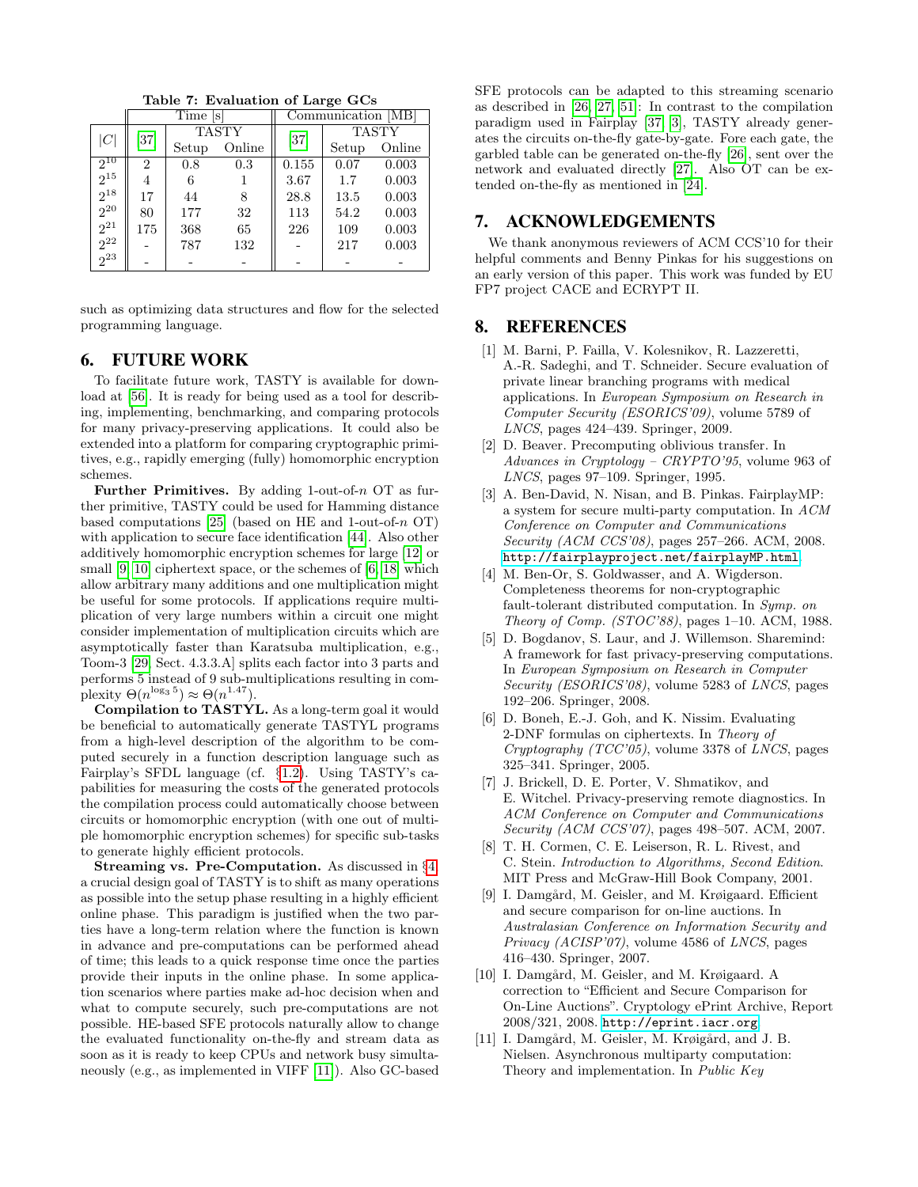**Table 7: Evaluation of Large GCs**

| $\|C\|$ | Time [s] | | | Communication [MB] | | |
|---|---|---|---|---|---|---|
| | [37] | TASTY | | [37] | TASTY | |
| | | Setup | Online | | Setup | Online |
| $2^{10}$ | 2 | 0.8 | 0.3 | 0.155 | 0.07 | 0.003 |
| $2^{15}$ | 4 | 6 | 1 | 3.67 | 1.7 | 0.003 |
| $2^{18}$ | 17 | 44 | 8 | 28.8 | 13.5 | 0.003 |
| $2^{20}$ | 80 | 177 | 32 | 113 | 54.2 | 0.003 |
| $2^{21}$ | 175 | 368 | 65 | 226 | 109 | 0.003 |
| $2^{22}$ | - | 787 | 132 | - | 217 | 0.003 |
| $2^{23}$ | - | - | - | - | - | - |

such as optimizing data structures and flow for the selected programming language.

## 6. FUTURE WORK

To facilitate future work, TASTY is available for download at [56]. It is ready for being used as a tool for describing, implementing, benchmarking, and comparing protocols for many privacy-preserving applications. It could also be extended into a platform for comparing cryptographic primitives, e.g., rapidly emerging (fully) homomorphic encryption schemes.

**Further Primitives.** By adding 1-out-of-$n$ OT as further primitive, TASTY could be used for Hamming distance based computations [25] (based on HE and 1-out-of-$n$ OT) with application to secure face identification [44]. Also other additively homomorphic encryption schemes for large [12] or small [9, 10] ciphertext space, or the schemes of [6, 18] which allow arbitrary many additions and one multiplication might be useful for some protocols. If applications require multiplication of very large numbers within a circuit one might consider implementation of multiplication circuits which are asymptotically faster than Karatsuba multiplication, e.g., Toom-3 [29, Sect. 4.3.3.A] splits each factor into 3 parts and performs 5 instead of 9 sub-multiplications resulting in complexity $\Theta(n^{\log_3 5}) \approx \Theta(n^{1.47})$.

**Compilation to TASTYL.** As a long-term goal it would be beneficial to automatically generate TASTYL programs from a high-level description of the algorithm to be computed securely in a function description language such as Fairplay's SFDL language (cf. §1.2). Using TASTY's capabilities for measuring the costs of the generated protocols the compilation process could automatically choose between circuits or homomorphic encryption (with one out of multiple homomorphic encryption schemes) for specific sub-tasks to generate highly efficient protocols.

**Streaming vs. Pre-Computation.** As discussed in §4, a crucial design goal of TASTY is to shift as many operations as possible into the setup phase resulting in a highly efficient online phase. This paradigm is justified when the two parties have a long-term relation where the function is known in advance and pre-computations can be performed ahead of time; this leads to a quick response time once the parties provide their inputs in the online phase. In some application scenarios where parties make ad-hoc decision when and what to compute securely, such pre-computations are not possible. HE-based SFE protocols naturally allow to change the evaluated functionality on-the-fly and stream data as soon as it is ready to keep CPUs and network busy simultaneously (e.g., as implemented in VIFF [11]). Also GC-based SFE protocols can be adapted to this streaming scenario as described in [26, 27, 51]: In contrast to the compilation paradigm used in Fairplay [37, 3], TASTY already generates the circuits on-the-fly gate-by-gate. Fore each gate, the garbled table can be generated on-the-fly [26], sent over the network and evaluated directly [27]. Also OT can be extended on-the-fly as mentioned in [24].

## 7. ACKNOWLEDGEMENTS

We thank anonymous reviewers of ACM CCS'10 for their helpful comments and Benny Pinkas for his suggestions on an early version of this paper. This work was funded by EU FP7 project CACE and ECRYPT II.

## 8. REFERENCES

[1] M. Barni, P. Failla, V. Kolesnikov, R. Lazzeretti, A.-R. Sadeghi, and T. Schneider. Secure evaluation of private linear branching programs with medical applications. In *European Symposium on Research in Computer Security (ESORICS'09)*, volume 5789 of *LNCS*, pages 424–439. Springer, 2009.

[2] D. Beaver. Precomputing oblivious transfer. In *Advances in Cryptology – CRYPTO'95*, volume 963 of *LNCS*, pages 97–109. Springer, 1995.

[3] A. Ben-David, N. Nisan, and B. Pinkas. FairplayMP: a system for secure multi-party computation. In *ACM Conference on Computer and Communications Security (ACM CCS'08)*, pages 257–266. ACM, 2008. http://fairplayproject.net/fairplayMP.html.

[4] M. Ben-Or, S. Goldwasser, and A. Wigderson. Completeness theorems for non-cryptographic fault-tolerant distributed computation. In *Symp. on Theory of Comp. (STOC'88)*, pages 1–10. ACM, 1988.

[5] D. Bogdanov, S. Laur, and J. Willemson. Sharemind: A framework for fast privacy-preserving computations. In *European Symposium on Research in Computer Security (ESORICS'08)*, volume 5283 of *LNCS*, pages 192–206. Springer, 2008.

[6] D. Boneh, E.-J. Goh, and K. Nissim. Evaluating 2-DNF formulas on ciphertexts. In *Theory of Cryptography (TCC'05)*, volume 3378 of *LNCS*, pages 325–341. Springer, 2005.

[7] J. Brickell, D. E. Porter, V. Shmatikov, and E. Witchel. Privacy-preserving remote diagnostics. In *ACM Conference on Computer and Communications Security (ACM CCS'07)*, pages 498–507. ACM, 2007.

[8] T. H. Cormen, C. E. Leiserson, R. L. Rivest, and C. Stein. *Introduction to Algorithms, Second Edition*. MIT Press and McGraw-Hill Book Company, 2001.

[9] I. Damgård, M. Geisler, and M. Krøigaard. Efficient and secure comparison for on-line auctions. In *Australasian Conference on Information Security and Privacy (ACISP'07)*, volume 4586 of *LNCS*, pages 416–430. Springer, 2007.

[10] I. Damgård, M. Geisler, and M. Krøigaard. A correction to "Efficient and Secure Comparison for On-Line Auctions". Cryptology ePrint Archive, Report 2008/321, 2008. http://eprint.iacr.org.

[11] I. Damgård, M. Geisler, M. Krøigård, and J. B. Nielsen. Asynchronous multiparty computation: Theory and implementation. In *Public Key*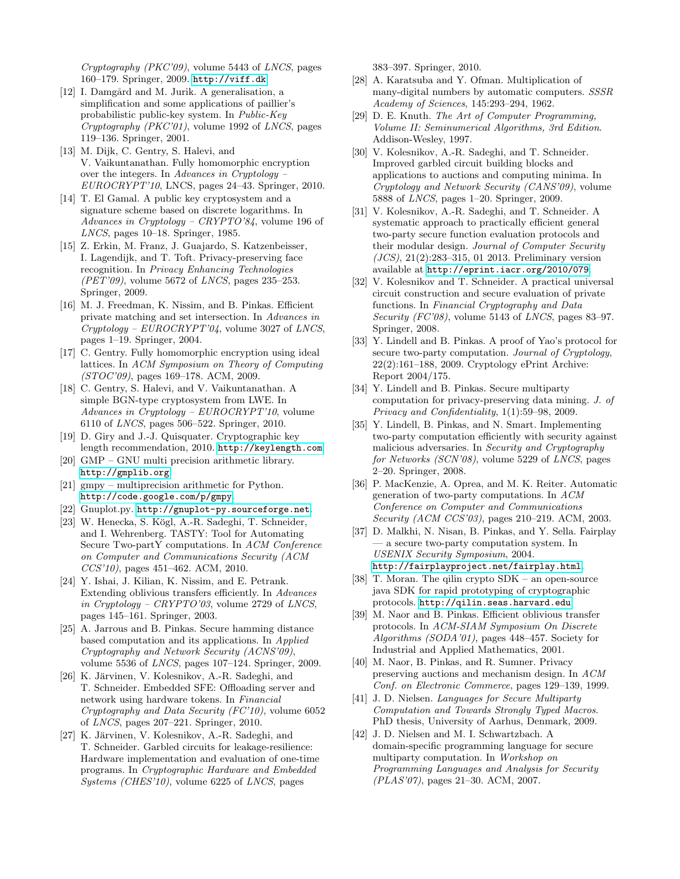*Cryptography (PKC'09)*, volume 5443 of *LNCS*, pages 160–179. Springer, 2009. http://viff.dk

[12] I. Damgård and M. Jurik. A generalisation, a simplification and some applications of paillier's probabilistic public-key system. In *Public-Key Cryptography (PKC'01)*, volume 1992 of *LNCS*, pages 119–136. Springer, 2001.

[13] M. Dijk, C. Gentry, S. Halevi, and V. Vaikuntanathan. Fully homomorphic encryption over the integers. In *Advances in Cryptology – EUROCRYPT'10*, LNCS, pages 24–43. Springer, 2010.

[14] T. El Gamal. A public key cryptosystem and a signature scheme based on discrete logarithms. In *Advances in Cryptology – CRYPTO'84*, volume 196 of *LNCS*, pages 10–18. Springer, 1985.

[15] Z. Erkin, M. Franz, J. Guajardo, S. Katzenbeisser, I. Lagendijk, and T. Toft. Privacy-preserving face recognition. In *Privacy Enhancing Technologies (PET'09)*, volume 5672 of *LNCS*, pages 235–253. Springer, 2009.

[16] M. J. Freedman, K. Nissim, and B. Pinkas. Efficient private matching and set intersection. In *Advances in Cryptology – EUROCRYPT'04*, volume 3027 of *LNCS*, pages 1–19. Springer, 2004.

[17] C. Gentry. Fully homomorphic encryption using ideal lattices. In *ACM Symposium on Theory of Computing (STOC'09)*, pages 169–178. ACM, 2009.

[18] C. Gentry, S. Halevi, and V. Vaikuntanathan. A simple BGN-type cryptosystem from LWE. In *Advances in Cryptology – EUROCRYPT'10*, volume 6110 of *LNCS*, pages 506–522. Springer, 2010.

[19] D. Giry and J.-J. Quisquater. Cryptographic key length recommendation, 2010. http://keylength.com

[20] GMP – GNU multi precision arithmetic library. http://gmplib.org

[21] gmpy – multiprecision arithmetic for Python. http://code.google.com/p/gmpy.

[22] Gnuplot.py. http://gnuplot-py.sourceforge.net.

[23] W. Henecka, S. Kögl, A.-R. Sadeghi, T. Schneider, and I. Wehrenberg. TASTY: Tool for Automating Secure Two-partY computations. In *ACM Conference on Computer and Communications Security (ACM CCS'10)*, pages 451–462. ACM, 2010.

[24] Y. Ishai, J. Kilian, K. Nissim, and E. Petrank. Extending oblivious transfers efficiently. In *Advances in Cryptology – CRYPTO'03*, volume 2729 of *LNCS*, pages 145–161. Springer, 2003.

[25] A. Jarrous and B. Pinkas. Secure hamming distance based computation and its applications. In *Applied Cryptography and Network Security (ACNS'09)*, volume 5536 of *LNCS*, pages 107–124. Springer, 2009.

[26] K. Järvinen, V. Kolesnikov, A.-R. Sadeghi, and T. Schneider. Embedded SFE: Offloading server and network using hardware tokens. In *Financial Cryptography and Data Security (FC'10)*, volume 6052 of *LNCS*, pages 207–221. Springer, 2010.

[27] K. Järvinen, V. Kolesnikov, A.-R. Sadeghi, and T. Schneider. Garbled circuits for leakage-resilience: Hardware implementation and evaluation of one-time programs. In *Cryptographic Hardware and Embedded Systems (CHES'10)*, volume 6225 of *LNCS*, pages 383–397. Springer, 2010.

[28] A. Karatsuba and Y. Ofman. Multiplication of many-digital numbers by automatic computers. *SSSR Academy of Sciences*, 145:293–294, 1962.

[29] D. E. Knuth. *The Art of Computer Programming, Volume II: Seminumerical Algorithms, 3rd Edition*. Addison-Wesley, 1997.

[30] V. Kolesnikov, A.-R. Sadeghi, and T. Schneider. Improved garbled circuit building blocks and applications to auctions and computing minima. In *Cryptology and Network Security (CANS'09)*, volume 5888 of *LNCS*, pages 1–20. Springer, 2009.

[31] V. Kolesnikov, A.-R. Sadeghi, and T. Schneider. A systematic approach to practically efficient general two-party secure function evaluation protocols and their modular design. *Journal of Computer Security (JCS)*, 21(2):283–315, 01 2013. Preliminary version available at http://eprint.iacr.org/2010/079.

[32] V. Kolesnikov and T. Schneider. A practical universal circuit construction and secure evaluation of private functions. In *Financial Cryptography and Data Security (FC'08)*, volume 5143 of *LNCS*, pages 83–97. Springer, 2008.

[33] Y. Lindell and B. Pinkas. A proof of Yao's protocol for secure two-party computation. *Journal of Cryptology*, 22(2):161–188, 2009. Cryptology ePrint Archive: Report 2004/175.

[34] Y. Lindell and B. Pinkas. Secure multiparty computation for privacy-preserving data mining. *J. of Privacy and Confidentiality*, 1(1):59–98, 2009.

[35] Y. Lindell, B. Pinkas, and N. Smart. Implementing two-party computation efficiently with security against malicious adversaries. In *Security and Cryptography for Networks (SCN'08)*, volume 5229 of *LNCS*, pages 2–20. Springer, 2008.

[36] P. MacKenzie, A. Oprea, and M. K. Reiter. Automatic generation of two-party computations. In *ACM Conference on Computer and Communications Security (ACM CCS'03)*, pages 210–219. ACM, 2003.

[37] D. Malkhi, N. Nisan, B. Pinkas, and Y. Sella. Fairplay — a secure two-party computation system. In *USENIX Security Symposium*, 2004. http://fairplayproject.net/fairplay.html.

[38] T. Moran. The qilin crypto SDK – an open-source java SDK for rapid prototyping of cryptographic protocols. http://qilin.seas.harvard.edu

[39] M. Naor and B. Pinkas. Efficient oblivious transfer protocols. In *ACM-SIAM Symposium On Discrete Algorithms (SODA'01)*, pages 448–457. Society for Industrial and Applied Mathematics, 2001.

[40] M. Naor, B. Pinkas, and R. Sumner. Privacy preserving auctions and mechanism design. In *ACM Conf. on Electronic Commerce*, pages 129–139, 1999.

[41] J. D. Nielsen. *Languages for Secure Multiparty Computation and Towards Strongly Typed Macros*. PhD thesis, University of Aarhus, Denmark, 2009.

[42] J. D. Nielsen and M. I. Schwartzbach. A domain-specific programming language for secure multiparty computation. In *Workshop on Programming Languages and Analysis for Security (PLAS'07)*, pages 21–30. ACM, 2007.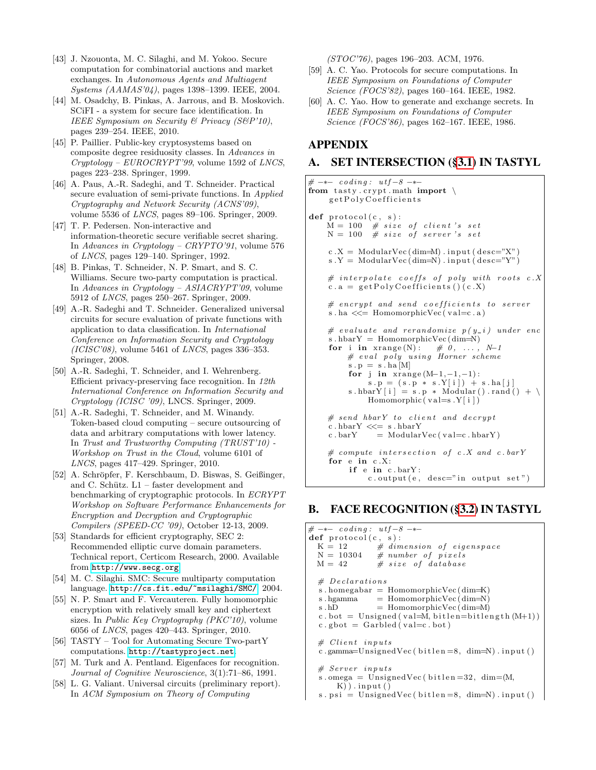[43] J. Nzouonta, M. C. Silaghi, and M. Yokoo. Secure computation for combinatorial auctions and market exchanges. In *Autonomous Agents and Multiagent Systems (AAMAS'04)*, pages 1398–1399. IEEE, 2004.

[44] M. Osadchy, B. Pinkas, A. Jarrous, and B. Moskovich. SCiFI - a system for secure face identification. In *IEEE Symposium on Security & Privacy (S&P'10)*, pages 239–254. IEEE, 2010.

[45] P. Paillier. Public-key cryptosystems based on composite degree residuosity classes. In *Advances in Cryptology – EUROCRYPT'99*, volume 1592 of *LNCS*, pages 223–238. Springer, 1999.

[46] A. Paus, A.-R. Sadeghi, and T. Schneider. Practical secure evaluation of semi-private functions. In *Applied Cryptography and Network Security (ACNS'09)*, volume 5536 of *LNCS*, pages 89–106. Springer, 2009.

[47] T. P. Pedersen. Non-interactive and information-theoretic secure verifiable secret sharing. In *Advances in Cryptology – CRYPTO'91*, volume 576 of *LNCS*, pages 129–140. Springer, 1992.

[48] B. Pinkas, T. Schneider, N. P. Smart, and S. C. Williams. Secure two-party computation is practical. In *Advances in Cryptology – ASIACRYPT'09*, volume 5912 of *LNCS*, pages 250–267. Springer, 2009.

[49] A.-R. Sadeghi and T. Schneider. Generalized universal circuits for secure evaluation of private functions with application to data classification. In *International Conference on Information Security and Cryptology (ICISC'08)*, volume 5461 of *LNCS*, pages 336–353. Springer, 2008.

[50] A.-R. Sadeghi, T. Schneider, and I. Wehrenberg. Efficient privacy-preserving face recognition. In *12th International Conference on Information Security and Cryptology (ICISC '09)*, LNCS. Springer, 2009.

[51] A.-R. Sadeghi, T. Schneider, and M. Winandy. Token-based cloud computing – secure outsourcing of data and arbitrary computations with lower latency. In *Trust and Trustworthy Computing (TRUST'10) - Workshop on Trust in the Cloud*, volume 6101 of *LNCS*, pages 417–429. Springer, 2010.

[52] A. Schröpfer, F. Kerschbaum, D. Biswas, S. Geißinger, and C. Schütz. L1 – faster development and benchmarking of cryptographic protocols. In *ECRYPT Workshop on Software Performance Enhancements for Encryption and Decryption and Cryptographic Compilers (SPEED-CC '09)*, October 12-13, 2009.

[53] Standards for efficient cryptography, SEC 2: Recommended elliptic curve domain parameters. Technical report, Certicom Research, 2000. Available from http://www.secg.org.

[54] M. C. Silaghi. SMC: Secure multiparty computation language. http://cs.fit.edu/~msilaghi/SMC/, 2004.

[55] N. P. Smart and F. Vercauteren. Fully homomorphic encryption with relatively small key and ciphertext sizes. In *Public Key Cryptography (PKC'10)*, volume 6056 of *LNCS*, pages 420–443. Springer, 2010.

[56] TASTY – Tool for Automating Secure Two-partY computations. http://tastyproject.net.

[57] M. Turk and A. Pentland. Eigenfaces for recognition. *Journal of Cognitive Neuroscience*, 3(1):71–86, 1991.

[58] L. G. Valiant. Universal circuits (preliminary report). In *ACM Symposium on Theory of Computing (STOC'76)*, pages 196–203. ACM, 1976.

[59] A. C. Yao. Protocols for secure computations. In *IEEE Symposium on Foundations of Computer Science (FOCS'82)*, pages 160–164. IEEE, 1982.

[60] A. C. Yao. How to generate and exchange secrets. In *IEEE Symposium on Foundations of Computer Science (FOCS'86)*, pages 162–167. IEEE, 1986.

# APPENDIX

## A. SET INTERSECTION (§3.1) IN TASTYL

```
# -*- coding: utf-8 -*-
from tasty.crypt.math import \
    getPolyCoefficients

def protocol(c, s):
    M = 100  # size of client's set
    N = 100  # size of server's set

    c.X = ModularVec(dim=M).input(desc="X")
    s.Y = ModularVec(dim=N).input(desc="Y")

    # interpolate coeffs of poly with roots c.X
    c.a = getPolyCoefficients()(c.X)

    # encrypt and send coefficients to server
    s.ha <<= HomomorphicVec(val=c.a)

    # evaluate and rerandomize p(y_i) under enc
    s.hbarY = HomomorphicVec(dim=N)
    for i in xrange(N):    # 0, ..., N-1
        # eval poly using Horner scheme
        s.p = s.ha[M]
        for j in xrange(M-1,-1,-1):
            s.p = (s.p * s.Y[i]) + s.ha[j]
        s.hbarY[i] = s.p * Modular().rand() + \
            Homomorphic(val=s.Y[i])

    # send hbarY to client and decrypt
    c.hbarY <<= s.hbarY
    c.barY     = ModularVec(val=c.hbarY)

    # compute intersection of c.X and c.barY
    for e in c.X:
        if e in c.barY:
            c.output(e, desc="in output set")
```

## B. FACE RECOGNITION (§3.2) IN TASTYL

```
# -*- coding: utf-8 -*-
def protocol(c, s):
  K = 12      # dimension of eigenspace
  N = 10304   # number of pixels
  M = 42      # size of database

  # Declarations
  s.homegabar = HomomorphicVec(dim=K)
  s.hgamma    = HomomorphicVec(dim=N)
  s.hD        = HomomorphicVec(dim=M)
  c.bot = Unsigned(val=M, bitlen=bitlength(M+1))
  c.gbot = Garbled(val=c.bot)

  # Client inputs
  c.gamma=UnsignedVec(bitlen=8, dim=N).input()

  # Server inputs
  s.omega = UnsignedVec(bitlen=32, dim=(M,
      K)).input()
  s.psi = UnsignedVec(bitlen=8, dim=N).input()
```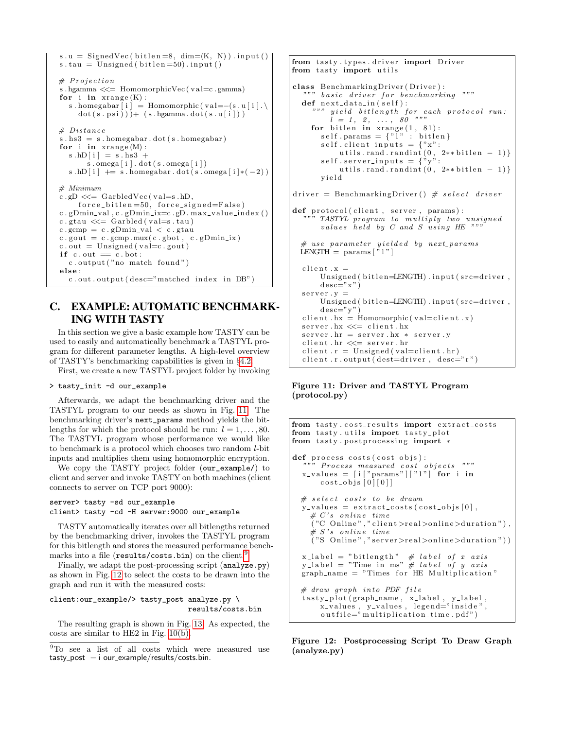```
s.u = SignedVec(bitlen=8, dim=(K, N)).input()
s.tau = Unsigned(bitlen=50).input()

# Projection
s.hgamma <<= HomomorphicVec(val=c.gamma)
for i in xrange(K):
  s.homegabar[i] = Homomorphic(val=-(s.u[i].\
    dot(s.psi)))+ (s.hgamma.dot(s.u[i]))

# Distance
s.hs3 = s.homegabar.dot(s.homegabar)
for i in xrange(M):
  s.hD[i] = s.hs3 +
       s.omega[i].dot(s.omega[i])
  s.hD[i] += s.homegabar.dot(s.omega[i]*(-2))

# Minimum
c.gD <<= GarbledVec(val=s.hD,
    force_bitlen=50, force_signed=False)
c.gDmin_val, c.gDmin_ix=c.gD.max_value_index()
c.gtau <<= Garbled(val=s.tau)
c.gcmp = c.gDmin_val < c.gtau
c.gout = c.gcmp.mux(c.gbot, c.gDmin_ix)
c.out = Unsigned(val=c.gout)
if c.out == c.bot:
  c.output("no match found")
else:
  c.out.output(desc="matched index in DB")
```

## C. EXAMPLE: AUTOMATIC BENCHMARKING WITH TASTY

In this section we give a basic example how TASTY can be used to easily and automatically benchmark a TASTYL program for different parameter lengths. A high-level overview of TASTY's benchmarking capabilities is given in §4.2.

First, we create a new TASTYL project folder by invoking

```
> tasty_init -d our_example
```

Afterwards, we adapt the benchmarking driver and the TASTYL program to our needs as shown in Fig. 11. The benchmarking driver's `next_params` method yields the bitlengths for which the protocol should be run: $l = 1, \ldots, 80$. The TASTYL program whose performance we would like to benchmark is a protocol which chooses two random $l$-bit inputs and multiplies them using homomorphic encryption.

We copy the TASTY project folder (`our_example/`) to client and server and invoke TASTY on both machines (client connects to server on TCP port 9000):

```
server> tasty -sd our_example
client> tasty -cd -H server:9000 our_example
```

TASTY automatically iterates over all bitlengths returned by the benchmarking driver, invokes the TASTYL program for this bitlength and stores the measured performance benchmarks into a file (`results/costs.bin`) on the client.[9]

Finally, we adapt the post-processing script (`analyze.py`) as shown in Fig. 12 to select the costs to be drawn into the graph and run it with the measured costs:

```
client:our_example/> tasty_post analyze.py \
                               results/costs.bin
```

The resulting graph is shown in Fig. 13. As expected, the costs are similar to HE2 in Fig. 10(b).

[9] To see a list of all costs which were measured use `tasty_post -i our_example/results/costs.bin`.

```
from tasty.types.driver import Driver
from tasty import utils

class BenchmarkingDriver(Driver):
  """ basic driver for benchmarking """
  def next_data_in(self):
    """ yield bitlength for each protocol run:
        l = 1, 2, ..., 80 """
    for bitlen in xrange(1, 81):
      self.params = {"l" : bitlen}
      self.client_inputs = {"x":
          utils.rand.randint(0, 2**bitlen - 1)}
      self.server_inputs = {"y":
          utils.rand.randint(0, 2**bitlen - 1)}
      yield

driver = BenchmarkingDriver() # select driver

def protocol(client, server, params):
  """ TASTYL program to multiply two unsigned
      values held by C and S using HE """

  # use parameter yielded by next_params
  LENGTH = params["l"]

  client.x =
      Unsigned(bitlen=LENGTH).input(src=driver,
      desc="x")
  server.y =
      Unsigned(bitlen=LENGTH).input(src=driver,
      desc="y")
  client.hx = Homomorphic(val=client.x)
  server.hx <<= client.hx
  server.hr = server.hx * server.y
  client.hr <<= server.hr
  client.r = Unsigned(val=client.hr)
  client.r.output(dest=driver, desc="r")
```

**Figure 11: Driver and TASTYL Program (protocol.py)**

```
from tasty.cost_results import extract_costs
from tasty.utils import tasty_plot
from tasty.postprocessing import *

def process_costs(cost_objs):
  """ Process measured cost objects """
  x_values = [i["params"]["l"] for i in
      cost_objs[0][0]]

  # select costs to be drawn
  y_values = extract_costs(cost_objs[0],
    # C's online time
    ("C Online","client>real>online>duration"),
    # S's online time
    ("S Online","server>real>online>duration"))

  x_label = "bitlength"  # label of x axis
  y_label = "Time in ms" # label of y axis
  graph_name = "Times for HE Multiplication"

  # draw graph into PDF file
  tasty_plot(graph_name, x_label, y_label,
      x_values, y_values, legend="inside",
      outfile="multiplication_time.pdf")
```

**Figure 12: Postprocessing Script To Draw Graph (analyze.py)**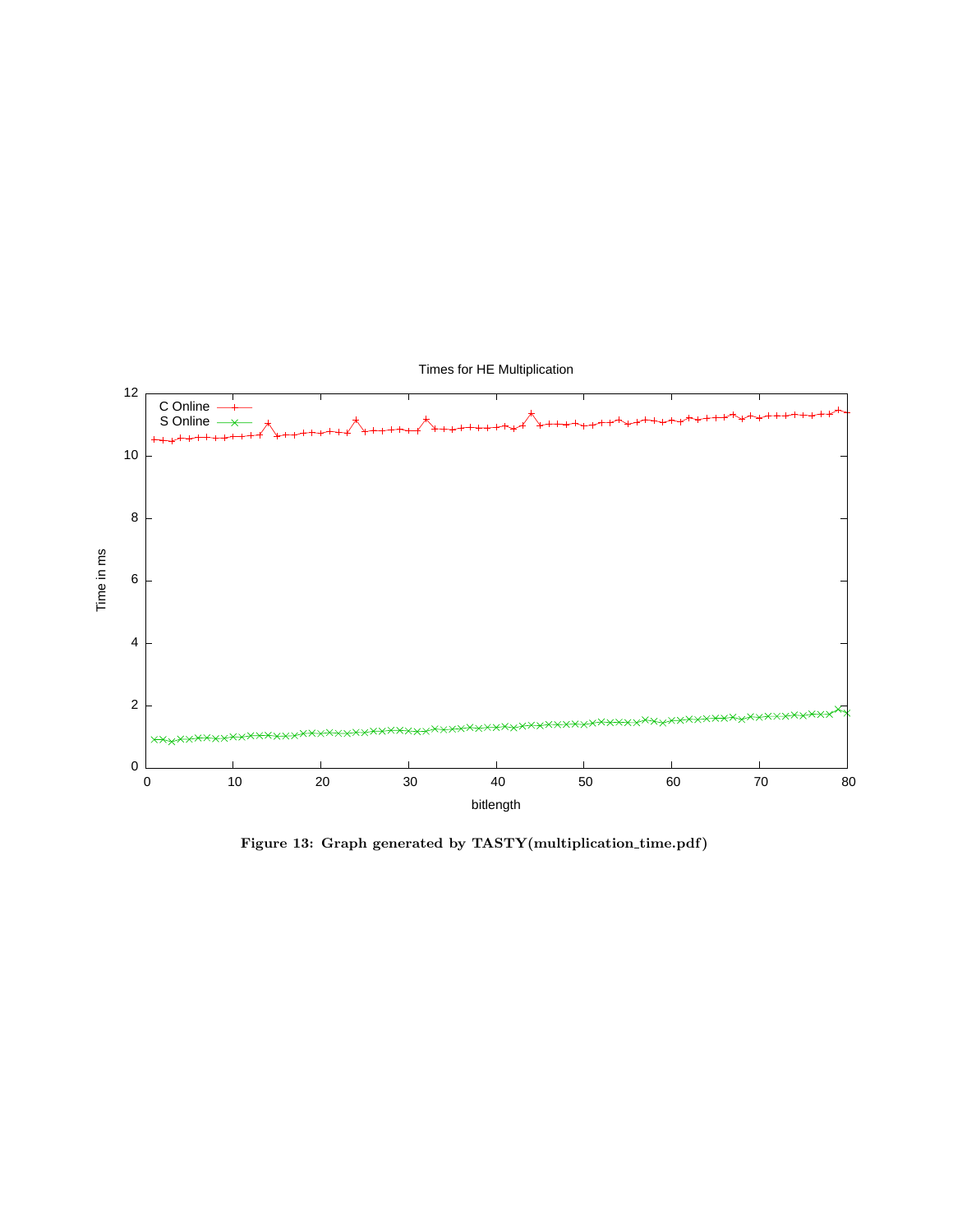Times for HE Multiplication

C Online
S Online

Time in ms

12
10
8
6
4
2
0

0 10 20 30 40 50 60 70 80

bitlength

**Figure 13: Graph generated by TASTY(multiplication_time.pdf)**